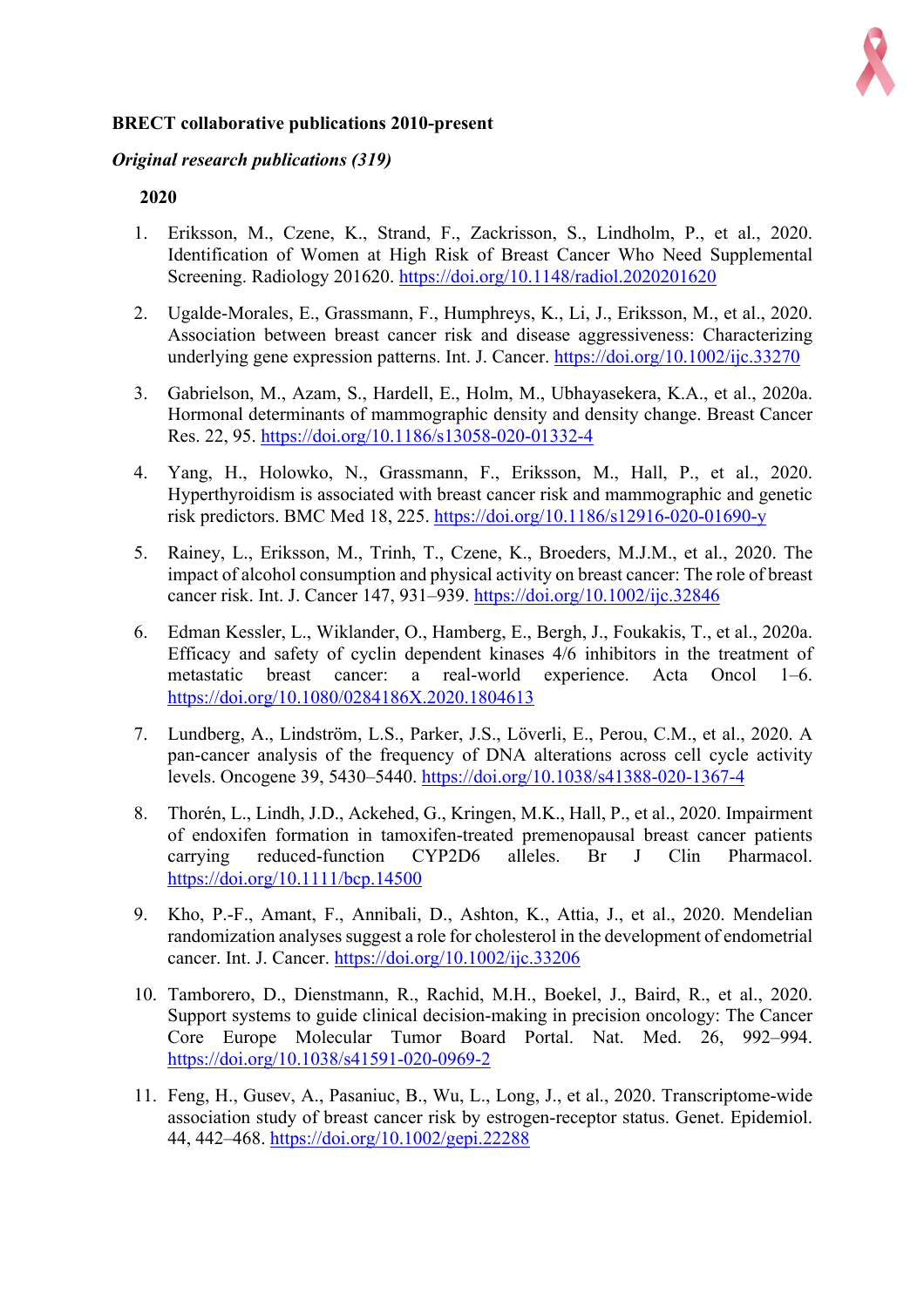**BRECT collaborative publications 2010-present**

***Original research publications (319)***

**2020**

1. Eriksson, M., Czene, K., Strand, F., Zackrisson, S., Lindholm, P., et al., 2020. Identification of Women at High Risk of Breast Cancer Who Need Supplemental Screening. Radiology 201620. https://doi.org/10.1148/radiol.2020201620

2. Ugalde-Morales, E., Grassmann, F., Humphreys, K., Li, J., Eriksson, M., et al., 2020. Association between breast cancer risk and disease aggressiveness: Characterizing underlying gene expression patterns. Int. J. Cancer. https://doi.org/10.1002/ijc.33270

3. Gabrielson, M., Azam, S., Hardell, E., Holm, M., Ubhayasekera, K.A., et al., 2020a. Hormonal determinants of mammographic density and density change. Breast Cancer Res. 22, 95. https://doi.org/10.1186/s13058-020-01332-4

4. Yang, H., Holowko, N., Grassmann, F., Eriksson, M., Hall, P., et al., 2020. Hyperthyroidism is associated with breast cancer risk and mammographic and genetic risk predictors. BMC Med 18, 225. https://doi.org/10.1186/s12916-020-01690-y

5. Rainey, L., Eriksson, M., Trinh, T., Czene, K., Broeders, M.J.M., et al., 2020. The impact of alcohol consumption and physical activity on breast cancer: The role of breast cancer risk. Int. J. Cancer 147, 931–939. https://doi.org/10.1002/ijc.32846

6. Edman Kessler, L., Wiklander, O., Hamberg, E., Bergh, J., Foukakis, T., et al., 2020a. Efficacy and safety of cyclin dependent kinases 4/6 inhibitors in the treatment of metastatic breast cancer: a real-world experience. Acta Oncol 1–6. https://doi.org/10.1080/0284186X.2020.1804613

7. Lundberg, A., Lindström, L.S., Parker, J.S., Löverli, E., Perou, C.M., et al., 2020. A pan-cancer analysis of the frequency of DNA alterations across cell cycle activity levels. Oncogene 39, 5430–5440. https://doi.org/10.1038/s41388-020-1367-4

8. Thorén, L., Lindh, J.D., Ackehed, G., Kringen, M.K., Hall, P., et al., 2020. Impairment of endoxifen formation in tamoxifen-treated premenopausal breast cancer patients carrying reduced-function CYP2D6 alleles. Br J Clin Pharmacol. https://doi.org/10.1111/bcp.14500

9. Kho, P.-F., Amant, F., Annibali, D., Ashton, K., Attia, J., et al., 2020. Mendelian randomization analyses suggest a role for cholesterol in the development of endometrial cancer. Int. J. Cancer. https://doi.org/10.1002/ijc.33206

10. Tamborero, D., Dienstmann, R., Rachid, M.H., Boekel, J., Baird, R., et al., 2020. Support systems to guide clinical decision-making in precision oncology: The Cancer Core Europe Molecular Tumor Board Portal. Nat. Med. 26, 992–994. https://doi.org/10.1038/s41591-020-0969-2

11. Feng, H., Gusev, A., Pasaniuc, B., Wu, L., Long, J., et al., 2020. Transcriptome-wide association study of breast cancer risk by estrogen-receptor status. Genet. Epidemiol. 44, 442–468. https://doi.org/10.1002/gepi.22288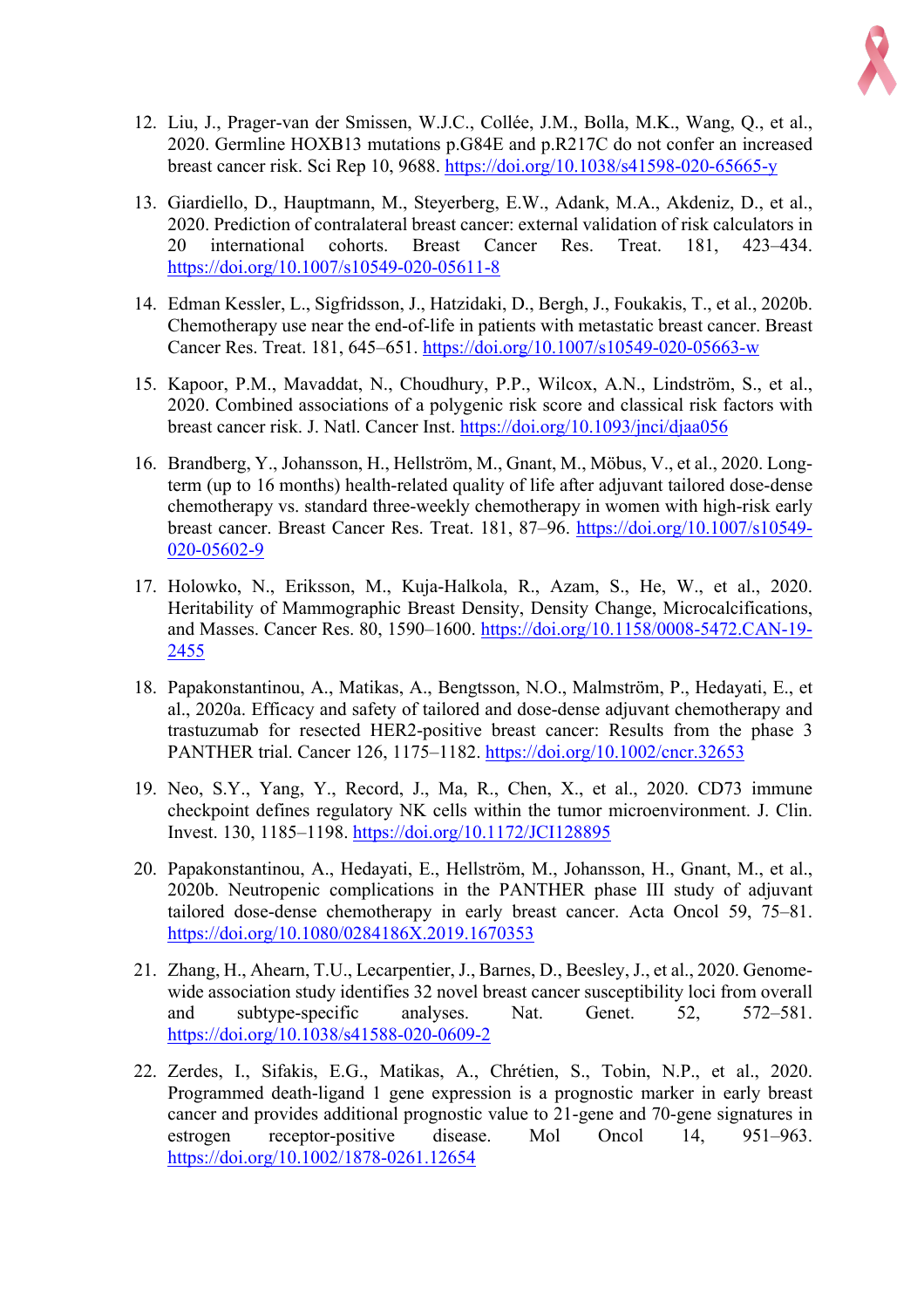12. Liu, J., Prager-van der Smissen, W.J.C., Collée, J.M., Bolla, M.K., Wang, Q., et al., 2020. Germline HOXB13 mutations p.G84E and p.R217C do not confer an increased breast cancer risk. Sci Rep 10, 9688. https://doi.org/10.1038/s41598-020-65665-y

13. Giardiello, D., Hauptmann, M., Steyerberg, E.W., Adank, M.A., Akdeniz, D., et al., 2020. Prediction of contralateral breast cancer: external validation of risk calculators in 20 international cohorts. Breast Cancer Res. Treat. 181, 423–434. https://doi.org/10.1007/s10549-020-05611-8

14. Edman Kessler, L., Sigfridsson, J., Hatzidaki, D., Bergh, J., Foukakis, T., et al., 2020b. Chemotherapy use near the end-of-life in patients with metastatic breast cancer. Breast Cancer Res. Treat. 181, 645–651. https://doi.org/10.1007/s10549-020-05663-w

15. Kapoor, P.M., Mavaddat, N., Choudhury, P.P., Wilcox, A.N., Lindström, S., et al., 2020. Combined associations of a polygenic risk score and classical risk factors with breast cancer risk. J. Natl. Cancer Inst. https://doi.org/10.1093/jnci/djaa056

16. Brandberg, Y., Johansson, H., Hellström, M., Gnant, M., Möbus, V., et al., 2020. Long-term (up to 16 months) health-related quality of life after adjuvant tailored dose-dense chemotherapy vs. standard three-weekly chemotherapy in women with high-risk early breast cancer. Breast Cancer Res. Treat. 181, 87–96. https://doi.org/10.1007/s10549-020-05602-9

17. Holowko, N., Eriksson, M., Kuja-Halkola, R., Azam, S., He, W., et al., 2020. Heritability of Mammographic Breast Density, Density Change, Microcalcifications, and Masses. Cancer Res. 80, 1590–1600. https://doi.org/10.1158/0008-5472.CAN-19-2455

18. Papakonstantinou, A., Matikas, A., Bengtsson, N.O., Malmström, P., Hedayati, E., et al., 2020a. Efficacy and safety of tailored and dose-dense adjuvant chemotherapy and trastuzumab for resected HER2-positive breast cancer: Results from the phase 3 PANTHER trial. Cancer 126, 1175–1182. https://doi.org/10.1002/cncr.32653

19. Neo, S.Y., Yang, Y., Record, J., Ma, R., Chen, X., et al., 2020. CD73 immune checkpoint defines regulatory NK cells within the tumor microenvironment. J. Clin. Invest. 130, 1185–1198. https://doi.org/10.1172/JCI128895

20. Papakonstantinou, A., Hedayati, E., Hellström, M., Johansson, H., Gnant, M., et al., 2020b. Neutropenic complications in the PANTHER phase III study of adjuvant tailored dose-dense chemotherapy in early breast cancer. Acta Oncol 59, 75–81. https://doi.org/10.1080/0284186X.2019.1670353

21. Zhang, H., Ahearn, T.U., Lecarpentier, J., Barnes, D., Beesley, J., et al., 2020. Genome-wide association study identifies 32 novel breast cancer susceptibility loci from overall and subtype-specific analyses. Nat. Genet. 52, 572–581. https://doi.org/10.1038/s41588-020-0609-2

22. Zerdes, I., Sifakis, E.G., Matikas, A., Chrétien, S., Tobin, N.P., et al., 2020. Programmed death-ligand 1 gene expression is a prognostic marker in early breast cancer and provides additional prognostic value to 21-gene and 70-gene signatures in estrogen receptor-positive disease. Mol Oncol 14, 951–963. https://doi.org/10.1002/1878-0261.12654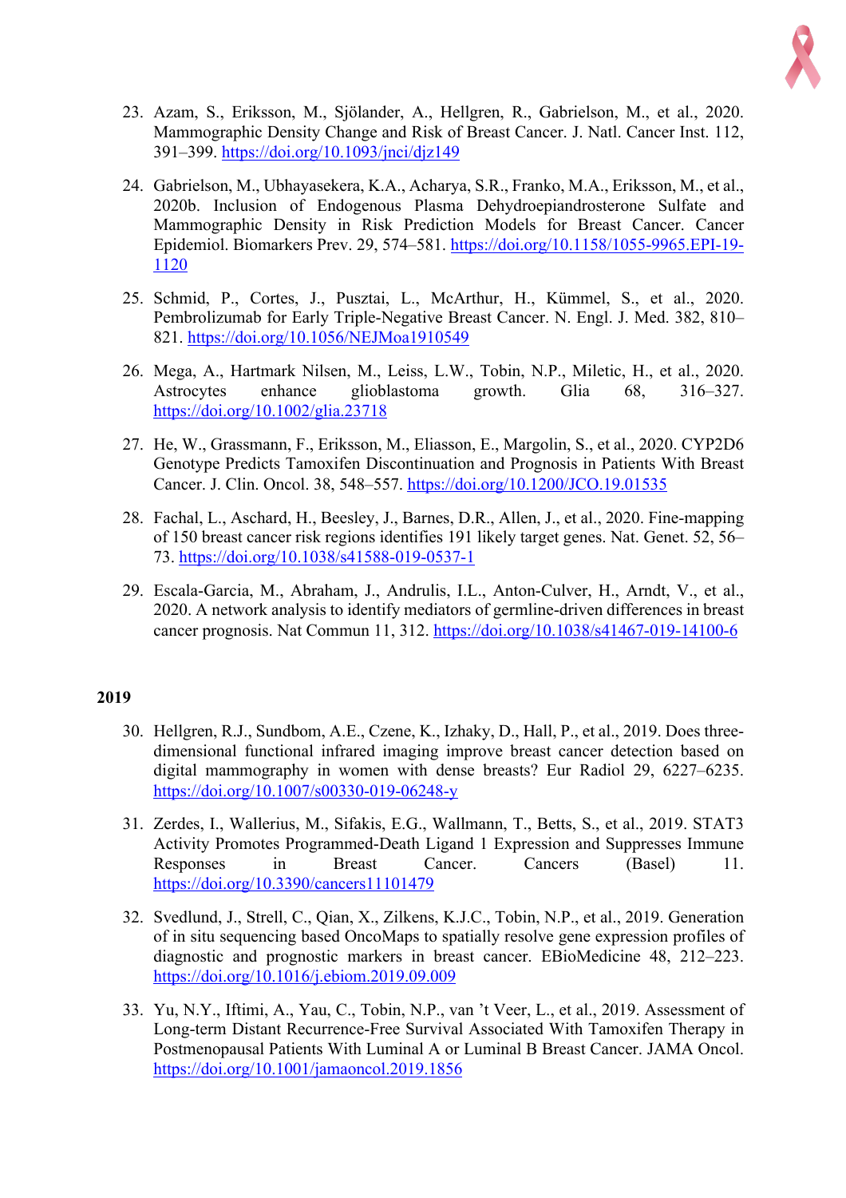23. Azam, S., Eriksson, M., Sjölander, A., Hellgren, R., Gabrielson, M., et al., 2020. Mammographic Density Change and Risk of Breast Cancer. J. Natl. Cancer Inst. 112, 391–399. https://doi.org/10.1093/jnci/djz149

24. Gabrielson, M., Ubhayasekera, K.A., Acharya, S.R., Franko, M.A., Eriksson, M., et al., 2020b. Inclusion of Endogenous Plasma Dehydroepiandrosterone Sulfate and Mammographic Density in Risk Prediction Models for Breast Cancer. Cancer Epidemiol. Biomarkers Prev. 29, 574–581. https://doi.org/10.1158/1055-9965.EPI-19-1120

25. Schmid, P., Cortes, J., Pusztai, L., McArthur, H., Kümmel, S., et al., 2020. Pembrolizumab for Early Triple-Negative Breast Cancer. N. Engl. J. Med. 382, 810–821. https://doi.org/10.1056/NEJMoa1910549

26. Mega, A., Hartmark Nilsen, M., Leiss, L.W., Tobin, N.P., Miletic, H., et al., 2020. Astrocytes enhance glioblastoma growth. Glia 68, 316–327. https://doi.org/10.1002/glia.23718

27. He, W., Grassmann, F., Eriksson, M., Eliasson, E., Margolin, S., et al., 2020. CYP2D6 Genotype Predicts Tamoxifen Discontinuation and Prognosis in Patients With Breast Cancer. J. Clin. Oncol. 38, 548–557. https://doi.org/10.1200/JCO.19.01535

28. Fachal, L., Aschard, H., Beesley, J., Barnes, D.R., Allen, J., et al., 2020. Fine-mapping of 150 breast cancer risk regions identifies 191 likely target genes. Nat. Genet. 52, 56–73. https://doi.org/10.1038/s41588-019-0537-1

29. Escala-Garcia, M., Abraham, J., Andrulis, I.L., Anton-Culver, H., Arndt, V., et al., 2020. A network analysis to identify mediators of germline-driven differences in breast cancer prognosis. Nat Commun 11, 312. https://doi.org/10.1038/s41467-019-14100-6

**2019**

30. Hellgren, R.J., Sundbom, A.E., Czene, K., Izhaky, D., Hall, P., et al., 2019. Does three-dimensional functional infrared imaging improve breast cancer detection based on digital mammography in women with dense breasts? Eur Radiol 29, 6227–6235. https://doi.org/10.1007/s00330-019-06248-y

31. Zerdes, I., Wallerius, M., Sifakis, E.G., Wallmann, T., Betts, S., et al., 2019. STAT3 Activity Promotes Programmed-Death Ligand 1 Expression and Suppresses Immune Responses in Breast Cancer. Cancers (Basel) 11. https://doi.org/10.3390/cancers11101479

32. Svedlund, J., Strell, C., Qian, X., Zilkens, K.J.C., Tobin, N.P., et al., 2019. Generation of in situ sequencing based OncoMaps to spatially resolve gene expression profiles of diagnostic and prognostic markers in breast cancer. EBioMedicine 48, 212–223. https://doi.org/10.1016/j.ebiom.2019.09.009

33. Yu, N.Y., Iftimi, A., Yau, C., Tobin, N.P., van 't Veer, L., et al., 2019. Assessment of Long-term Distant Recurrence-Free Survival Associated With Tamoxifen Therapy in Postmenopausal Patients With Luminal A or Luminal B Breast Cancer. JAMA Oncol. https://doi.org/10.1001/jamaoncol.2019.1856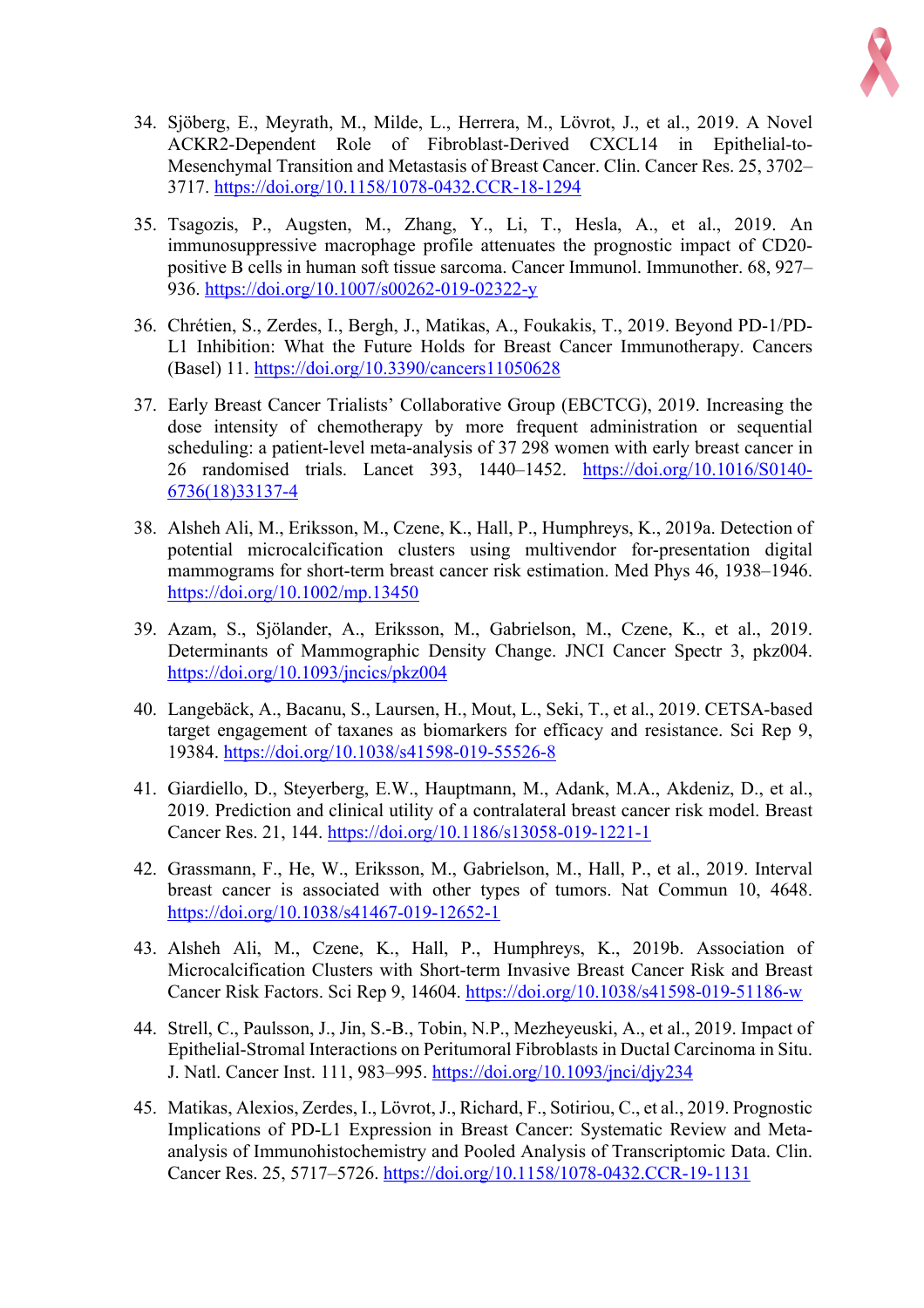34. Sjöberg, E., Meyrath, M., Milde, L., Herrera, M., Lövrot, J., et al., 2019. A Novel ACKR2-Dependent Role of Fibroblast-Derived CXCL14 in Epithelial-to-Mesenchymal Transition and Metastasis of Breast Cancer. Clin. Cancer Res. 25, 3702–3717. https://doi.org/10.1158/1078-0432.CCR-18-1294

35. Tsagozis, P., Augsten, M., Zhang, Y., Li, T., Hesla, A., et al., 2019. An immunosuppressive macrophage profile attenuates the prognostic impact of CD20-positive B cells in human soft tissue sarcoma. Cancer Immunol. Immunother. 68, 927–936. https://doi.org/10.1007/s00262-019-02322-y

36. Chrétien, S., Zerdes, I., Bergh, J., Matikas, A., Foukakis, T., 2019. Beyond PD-1/PD-L1 Inhibition: What the Future Holds for Breast Cancer Immunotherapy. Cancers (Basel) 11. https://doi.org/10.3390/cancers11050628

37. Early Breast Cancer Trialists' Collaborative Group (EBCTCG), 2019. Increasing the dose intensity of chemotherapy by more frequent administration or sequential scheduling: a patient-level meta-analysis of 37 298 women with early breast cancer in 26 randomised trials. Lancet 393, 1440–1452. https://doi.org/10.1016/S0140-6736(18)33137-4

38. Alsheh Ali, M., Eriksson, M., Czene, K., Hall, P., Humphreys, K., 2019a. Detection of potential microcalcification clusters using multivendor for-presentation digital mammograms for short-term breast cancer risk estimation. Med Phys 46, 1938–1946. https://doi.org/10.1002/mp.13450

39. Azam, S., Sjölander, A., Eriksson, M., Gabrielson, M., Czene, K., et al., 2019. Determinants of Mammographic Density Change. JNCI Cancer Spectr 3, pkz004. https://doi.org/10.1093/jncics/pkz004

40. Langebäck, A., Bacanu, S., Laursen, H., Mout, L., Seki, T., et al., 2019. CETSA-based target engagement of taxanes as biomarkers for efficacy and resistance. Sci Rep 9, 19384. https://doi.org/10.1038/s41598-019-55526-8

41. Giardiello, D., Steyerberg, E.W., Hauptmann, M., Adank, M.A., Akdeniz, D., et al., 2019. Prediction and clinical utility of a contralateral breast cancer risk model. Breast Cancer Res. 21, 144. https://doi.org/10.1186/s13058-019-1221-1

42. Grassmann, F., He, W., Eriksson, M., Gabrielson, M., Hall, P., et al., 2019. Interval breast cancer is associated with other types of tumors. Nat Commun 10, 4648. https://doi.org/10.1038/s41467-019-12652-1

43. Alsheh Ali, M., Czene, K., Hall, P., Humphreys, K., 2019b. Association of Microcalcification Clusters with Short-term Invasive Breast Cancer Risk and Breast Cancer Risk Factors. Sci Rep 9, 14604. https://doi.org/10.1038/s41598-019-51186-w

44. Strell, C., Paulsson, J., Jin, S.-B., Tobin, N.P., Mezheyeuski, A., et al., 2019. Impact of Epithelial-Stromal Interactions on Peritumoral Fibroblasts in Ductal Carcinoma in Situ. J. Natl. Cancer Inst. 111, 983–995. https://doi.org/10.1093/jnci/djy234

45. Matikas, Alexios, Zerdes, I., Lövrot, J., Richard, F., Sotiriou, C., et al., 2019. Prognostic Implications of PD-L1 Expression in Breast Cancer: Systematic Review and Meta-analysis of Immunohistochemistry and Pooled Analysis of Transcriptomic Data. Clin. Cancer Res. 25, 5717–5726. https://doi.org/10.1158/1078-0432.CCR-19-1131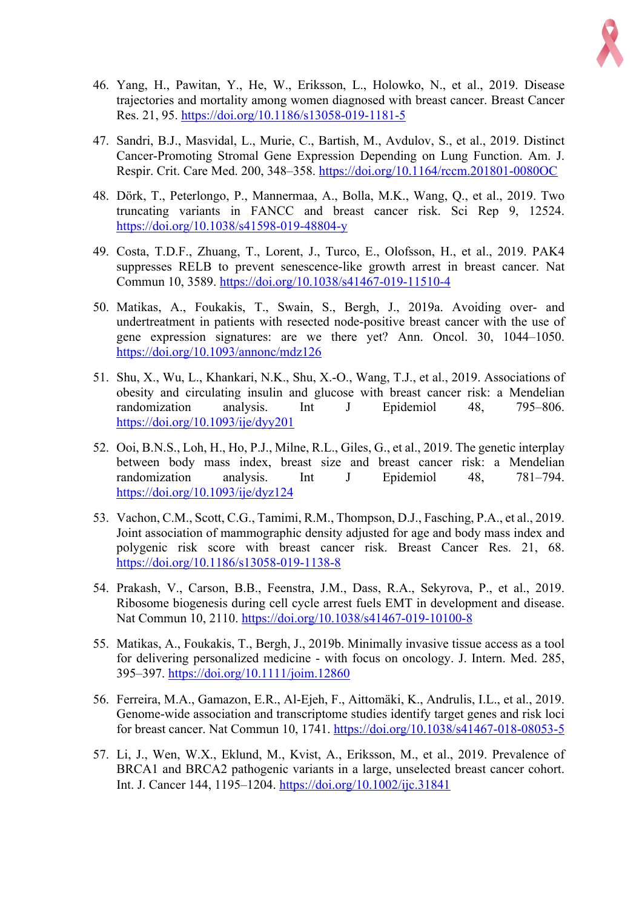46. Yang, H., Pawitan, Y., He, W., Eriksson, L., Holowko, N., et al., 2019. Disease trajectories and mortality among women diagnosed with breast cancer. Breast Cancer Res. 21, 95. https://doi.org/10.1186/s13058-019-1181-5

47. Sandri, B.J., Masvidal, L., Murie, C., Bartish, M., Avdulov, S., et al., 2019. Distinct Cancer-Promoting Stromal Gene Expression Depending on Lung Function. Am. J. Respir. Crit. Care Med. 200, 348–358. https://doi.org/10.1164/rccm.201801-0080OC

48. Dörk, T., Peterlongo, P., Mannermaa, A., Bolla, M.K., Wang, Q., et al., 2019. Two truncating variants in FANCC and breast cancer risk. Sci Rep 9, 12524. https://doi.org/10.1038/s41598-019-48804-y

49. Costa, T.D.F., Zhuang, T., Lorent, J., Turco, E., Olofsson, H., et al., 2019. PAK4 suppresses RELB to prevent senescence-like growth arrest in breast cancer. Nat Commun 10, 3589. https://doi.org/10.1038/s41467-019-11510-4

50. Matikas, A., Foukakis, T., Swain, S., Bergh, J., 2019a. Avoiding over- and undertreatment in patients with resected node-positive breast cancer with the use of gene expression signatures: are we there yet? Ann. Oncol. 30, 1044–1050. https://doi.org/10.1093/annonc/mdz126

51. Shu, X., Wu, L., Khankari, N.K., Shu, X.-O., Wang, T.J., et al., 2019. Associations of obesity and circulating insulin and glucose with breast cancer risk: a Mendelian randomization analysis. Int J Epidemiol 48, 795–806. https://doi.org/10.1093/ije/dyy201

52. Ooi, B.N.S., Loh, H., Ho, P.J., Milne, R.L., Giles, G., et al., 2019. The genetic interplay between body mass index, breast size and breast cancer risk: a Mendelian randomization analysis. Int J Epidemiol 48, 781–794. https://doi.org/10.1093/ije/dyz124

53. Vachon, C.M., Scott, C.G., Tamimi, R.M., Thompson, D.J., Fasching, P.A., et al., 2019. Joint association of mammographic density adjusted for age and body mass index and polygenic risk score with breast cancer risk. Breast Cancer Res. 21, 68. https://doi.org/10.1186/s13058-019-1138-8

54. Prakash, V., Carson, B.B., Feenstra, J.M., Dass, R.A., Sekyrova, P., et al., 2019. Ribosome biogenesis during cell cycle arrest fuels EMT in development and disease. Nat Commun 10, 2110. https://doi.org/10.1038/s41467-019-10100-8

55. Matikas, A., Foukakis, T., Bergh, J., 2019b. Minimally invasive tissue access as a tool for delivering personalized medicine - with focus on oncology. J. Intern. Med. 285, 395–397. https://doi.org/10.1111/joim.12860

56. Ferreira, M.A., Gamazon, E.R., Al-Ejeh, F., Aittomäki, K., Andrulis, I.L., et al., 2019. Genome-wide association and transcriptome studies identify target genes and risk loci for breast cancer. Nat Commun 10, 1741. https://doi.org/10.1038/s41467-018-08053-5

57. Li, J., Wen, W.X., Eklund, M., Kvist, A., Eriksson, M., et al., 2019. Prevalence of BRCA1 and BRCA2 pathogenic variants in a large, unselected breast cancer cohort. Int. J. Cancer 144, 1195–1204. https://doi.org/10.1002/ijc.31841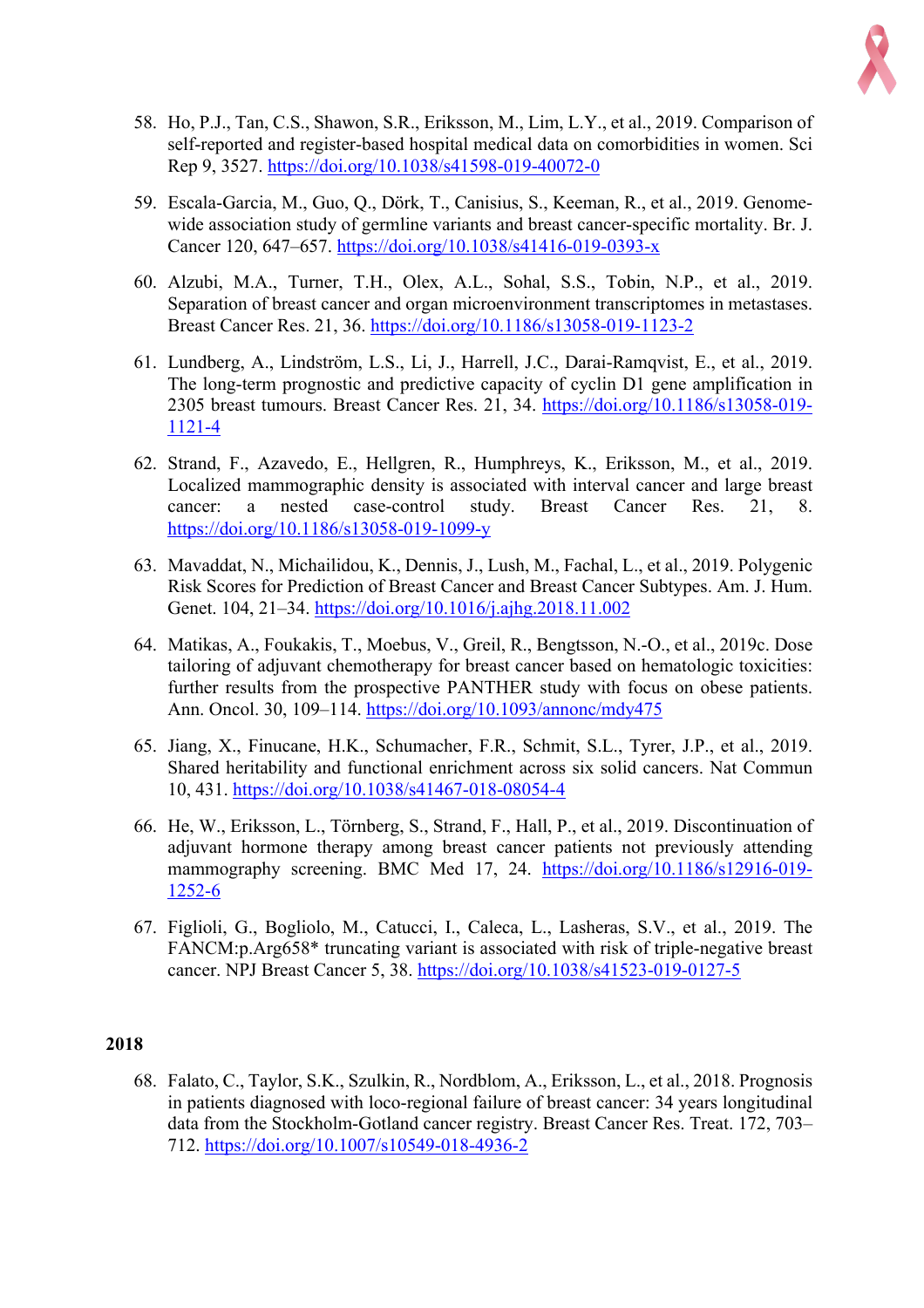58. Ho, P.J., Tan, C.S., Shawon, S.R., Eriksson, M., Lim, L.Y., et al., 2019. Comparison of self-reported and register-based hospital medical data on comorbidities in women. Sci Rep 9, 3527. https://doi.org/10.1038/s41598-019-40072-0

59. Escala-Garcia, M., Guo, Q., Dörk, T., Canisius, S., Keeman, R., et al., 2019. Genome-wide association study of germline variants and breast cancer-specific mortality. Br. J. Cancer 120, 647–657. https://doi.org/10.1038/s41416-019-0393-x

60. Alzubi, M.A., Turner, T.H., Olex, A.L., Sohal, S.S., Tobin, N.P., et al., 2019. Separation of breast cancer and organ microenvironment transcriptomes in metastases. Breast Cancer Res. 21, 36. https://doi.org/10.1186/s13058-019-1123-2

61. Lundberg, A., Lindström, L.S., Li, J., Harrell, J.C., Darai-Ramqvist, E., et al., 2019. The long-term prognostic and predictive capacity of cyclin D1 gene amplification in 2305 breast tumours. Breast Cancer Res. 21, 34. https://doi.org/10.1186/s13058-019-1121-4

62. Strand, F., Azavedo, E., Hellgren, R., Humphreys, K., Eriksson, M., et al., 2019. Localized mammographic density is associated with interval cancer and large breast cancer: a nested case-control study. Breast Cancer Res. 21, 8. https://doi.org/10.1186/s13058-019-1099-y

63. Mavaddat, N., Michailidou, K., Dennis, J., Lush, M., Fachal, L., et al., 2019. Polygenic Risk Scores for Prediction of Breast Cancer and Breast Cancer Subtypes. Am. J. Hum. Genet. 104, 21–34. https://doi.org/10.1016/j.ajhg.2018.11.002

64. Matikas, A., Foukakis, T., Moebus, V., Greil, R., Bengtsson, N.-O., et al., 2019c. Dose tailoring of adjuvant chemotherapy for breast cancer based on hematologic toxicities: further results from the prospective PANTHER study with focus on obese patients. Ann. Oncol. 30, 109–114. https://doi.org/10.1093/annonc/mdy475

65. Jiang, X., Finucane, H.K., Schumacher, F.R., Schmit, S.L., Tyrer, J.P., et al., 2019. Shared heritability and functional enrichment across six solid cancers. Nat Commun 10, 431. https://doi.org/10.1038/s41467-018-08054-4

66. He, W., Eriksson, L., Törnberg, S., Strand, F., Hall, P., et al., 2019. Discontinuation of adjuvant hormone therapy among breast cancer patients not previously attending mammography screening. BMC Med 17, 24. https://doi.org/10.1186/s12916-019-1252-6

67. Figlioli, G., Bogliolo, M., Catucci, I., Caleca, L., Lasheras, S.V., et al., 2019. The FANCM:p.Arg658* truncating variant is associated with risk of triple-negative breast cancer. NPJ Breast Cancer 5, 38. https://doi.org/10.1038/s41523-019-0127-5

**2018**

68. Falato, C., Taylor, S.K., Szulkin, R., Nordblom, A., Eriksson, L., et al., 2018. Prognosis in patients diagnosed with loco-regional failure of breast cancer: 34 years longitudinal data from the Stockholm-Gotland cancer registry. Breast Cancer Res. Treat. 172, 703–712. https://doi.org/10.1007/s10549-018-4936-2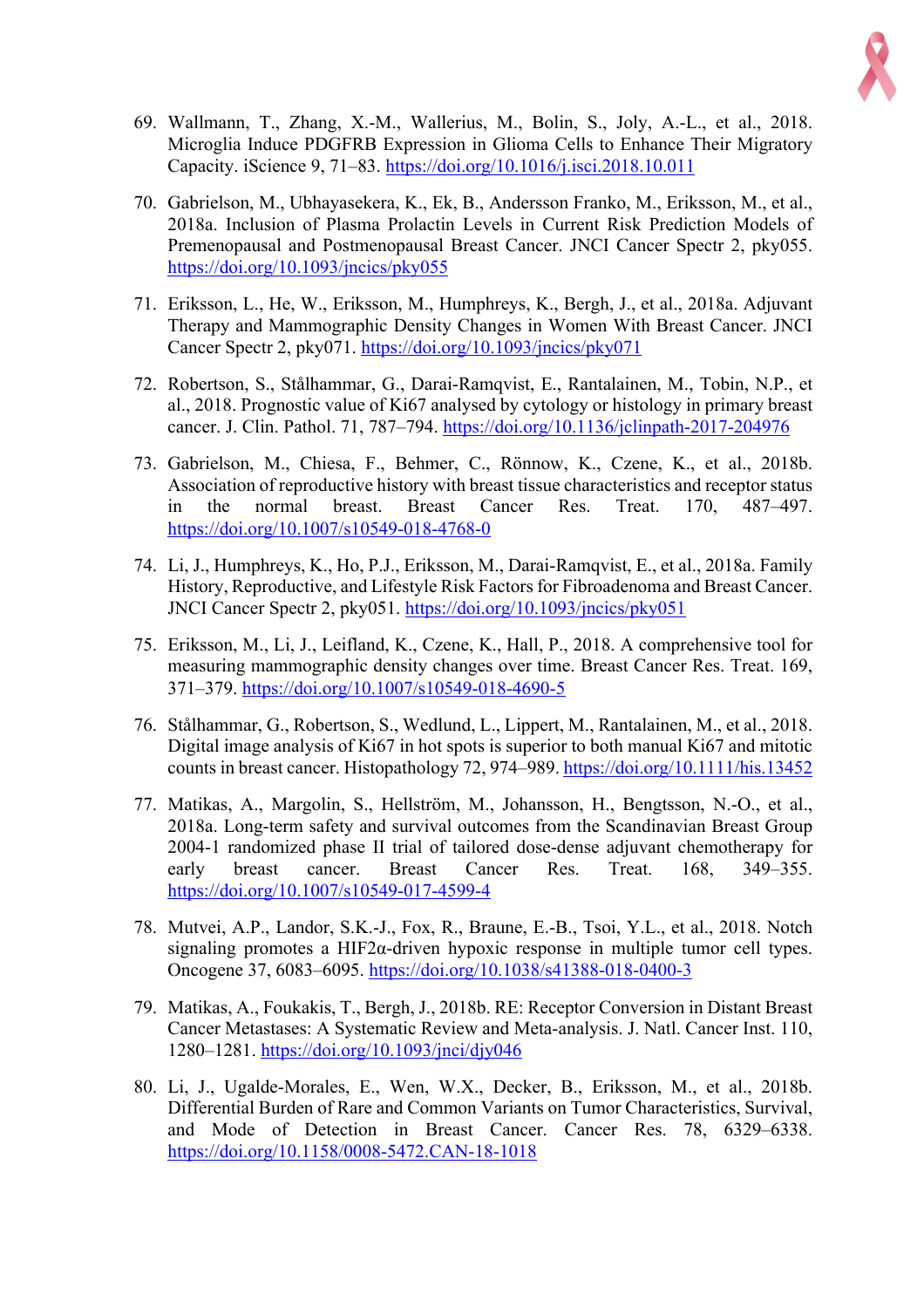69. Wallmann, T., Zhang, X.-M., Wallerius, M., Bolin, S., Joly, A.-L., et al., 2018. Microglia Induce PDGFRB Expression in Glioma Cells to Enhance Their Migratory Capacity. iScience 9, 71–83. https://doi.org/10.1016/j.isci.2018.10.011

70. Gabrielson, M., Ubhayasekera, K., Ek, B., Andersson Franko, M., Eriksson, M., et al., 2018a. Inclusion of Plasma Prolactin Levels in Current Risk Prediction Models of Premenopausal and Postmenopausal Breast Cancer. JNCI Cancer Spectr 2, pky055. https://doi.org/10.1093/jncics/pky055

71. Eriksson, L., He, W., Eriksson, M., Humphreys, K., Bergh, J., et al., 2018a. Adjuvant Therapy and Mammographic Density Changes in Women With Breast Cancer. JNCI Cancer Spectr 2, pky071. https://doi.org/10.1093/jncics/pky071

72. Robertson, S., Stålhammar, G., Darai-Ramqvist, E., Rantalainen, M., Tobin, N.P., et al., 2018. Prognostic value of Ki67 analysed by cytology or histology in primary breast cancer. J. Clin. Pathol. 71, 787–794. https://doi.org/10.1136/jclinpath-2017-204976

73. Gabrielson, M., Chiesa, F., Behmer, C., Rönnow, K., Czene, K., et al., 2018b. Association of reproductive history with breast tissue characteristics and receptor status in the normal breast. Breast Cancer Res. Treat. 170, 487–497. https://doi.org/10.1007/s10549-018-4768-0

74. Li, J., Humphreys, K., Ho, P.J., Eriksson, M., Darai-Ramqvist, E., et al., 2018a. Family History, Reproductive, and Lifestyle Risk Factors for Fibroadenoma and Breast Cancer. JNCI Cancer Spectr 2, pky051. https://doi.org/10.1093/jncics/pky051

75. Eriksson, M., Li, J., Leifland, K., Czene, K., Hall, P., 2018. A comprehensive tool for measuring mammographic density changes over time. Breast Cancer Res. Treat. 169, 371–379. https://doi.org/10.1007/s10549-018-4690-5

76. Stålhammar, G., Robertson, S., Wedlund, L., Lippert, M., Rantalainen, M., et al., 2018. Digital image analysis of Ki67 in hot spots is superior to both manual Ki67 and mitotic counts in breast cancer. Histopathology 72, 974–989. https://doi.org/10.1111/his.13452

77. Matikas, A., Margolin, S., Hellström, M., Johansson, H., Bengtsson, N.-O., et al., 2018a. Long-term safety and survival outcomes from the Scandinavian Breast Group 2004-1 randomized phase II trial of tailored dose-dense adjuvant chemotherapy for early breast cancer. Breast Cancer Res. Treat. 168, 349–355. https://doi.org/10.1007/s10549-017-4599-4

78. Mutvei, A.P., Landor, S.K.-J., Fox, R., Braune, E.-B., Tsoi, Y.L., et al., 2018. Notch signaling promotes a HIF2α-driven hypoxic response in multiple tumor cell types. Oncogene 37, 6083–6095. https://doi.org/10.1038/s41388-018-0400-3

79. Matikas, A., Foukakis, T., Bergh, J., 2018b. RE: Receptor Conversion in Distant Breast Cancer Metastases: A Systematic Review and Meta-analysis. J. Natl. Cancer Inst. 110, 1280–1281. https://doi.org/10.1093/jnci/djy046

80. Li, J., Ugalde-Morales, E., Wen, W.X., Decker, B., Eriksson, M., et al., 2018b. Differential Burden of Rare and Common Variants on Tumor Characteristics, Survival, and Mode of Detection in Breast Cancer. Cancer Res. 78, 6329–6338. https://doi.org/10.1158/0008-5472.CAN-18-1018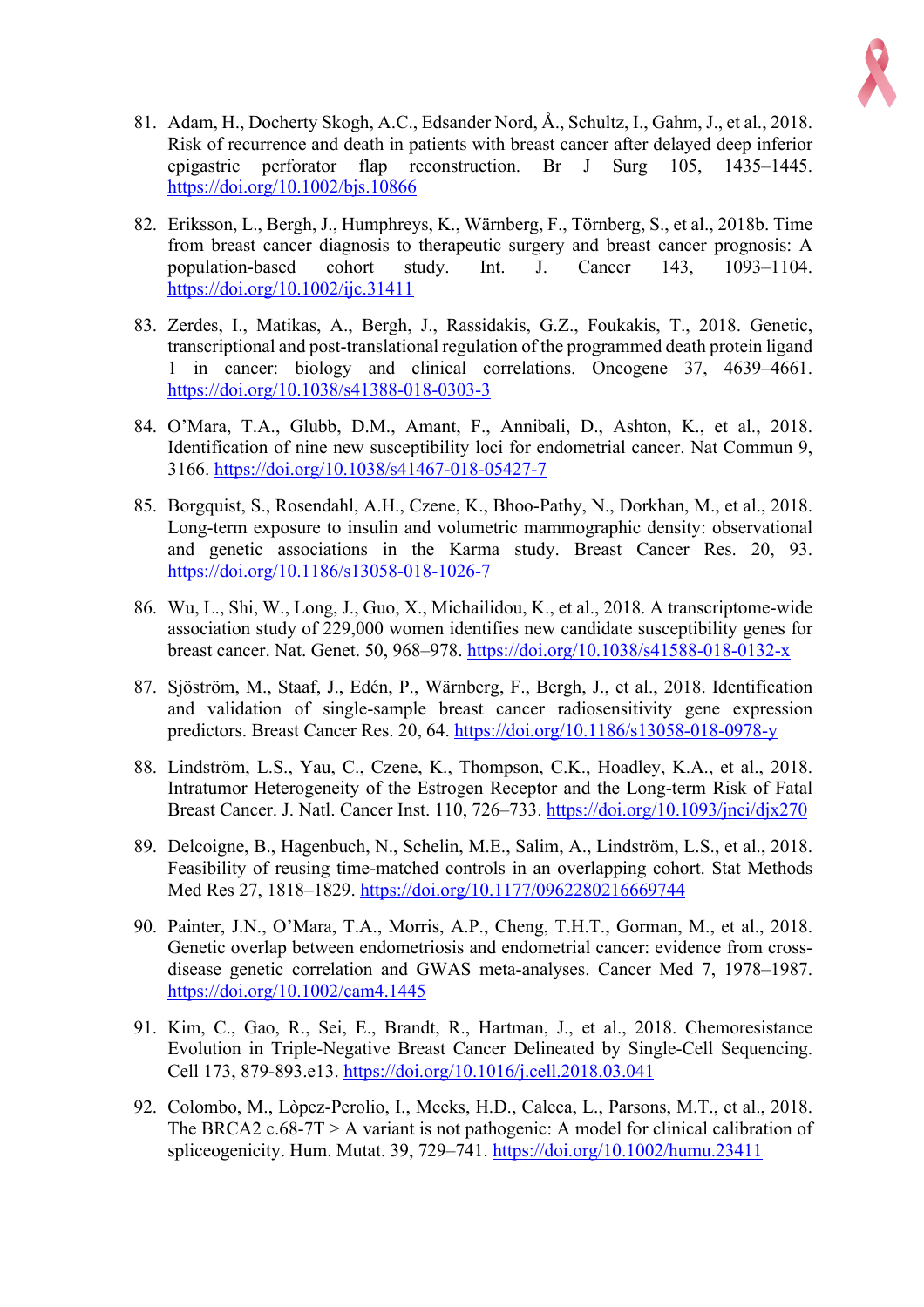81. Adam, H., Docherty Skogh, A.C., Edsander Nord, Å., Schultz, I., Gahm, J., et al., 2018. Risk of recurrence and death in patients with breast cancer after delayed deep inferior epigastric perforator flap reconstruction. Br J Surg 105, 1435–1445. https://doi.org/10.1002/bjs.10866

82. Eriksson, L., Bergh, J., Humphreys, K., Wärnberg, F., Törnberg, S., et al., 2018b. Time from breast cancer diagnosis to therapeutic surgery and breast cancer prognosis: A population-based cohort study. Int. J. Cancer 143, 1093–1104. https://doi.org/10.1002/ijc.31411

83. Zerdes, I., Matikas, A., Bergh, J., Rassidakis, G.Z., Foukakis, T., 2018. Genetic, transcriptional and post-translational regulation of the programmed death protein ligand 1 in cancer: biology and clinical correlations. Oncogene 37, 4639–4661. https://doi.org/10.1038/s41388-018-0303-3

84. O'Mara, T.A., Glubb, D.M., Amant, F., Annibali, D., Ashton, K., et al., 2018. Identification of nine new susceptibility loci for endometrial cancer. Nat Commun 9, 3166. https://doi.org/10.1038/s41467-018-05427-7

85. Borgquist, S., Rosendahl, A.H., Czene, K., Bhoo-Pathy, N., Dorkhan, M., et al., 2018. Long-term exposure to insulin and volumetric mammographic density: observational and genetic associations in the Karma study. Breast Cancer Res. 20, 93. https://doi.org/10.1186/s13058-018-1026-7

86. Wu, L., Shi, W., Long, J., Guo, X., Michailidou, K., et al., 2018. A transcriptome-wide association study of 229,000 women identifies new candidate susceptibility genes for breast cancer. Nat. Genet. 50, 968–978. https://doi.org/10.1038/s41588-018-0132-x

87. Sjöström, M., Staaf, J., Edén, P., Wärnberg, F., Bergh, J., et al., 2018. Identification and validation of single-sample breast cancer radiosensitivity gene expression predictors. Breast Cancer Res. 20, 64. https://doi.org/10.1186/s13058-018-0978-y

88. Lindström, L.S., Yau, C., Czene, K., Thompson, C.K., Hoadley, K.A., et al., 2018. Intratumor Heterogeneity of the Estrogen Receptor and the Long-term Risk of Fatal Breast Cancer. J. Natl. Cancer Inst. 110, 726–733. https://doi.org/10.1093/jnci/djx270

89. Delcoigne, B., Hagenbuch, N., Schelin, M.E., Salim, A., Lindström, L.S., et al., 2018. Feasibility of reusing time-matched controls in an overlapping cohort. Stat Methods Med Res 27, 1818–1829. https://doi.org/10.1177/0962280216669744

90. Painter, J.N., O'Mara, T.A., Morris, A.P., Cheng, T.H.T., Gorman, M., et al., 2018. Genetic overlap between endometriosis and endometrial cancer: evidence from cross-disease genetic correlation and GWAS meta-analyses. Cancer Med 7, 1978–1987. https://doi.org/10.1002/cam4.1445

91. Kim, C., Gao, R., Sei, E., Brandt, R., Hartman, J., et al., 2018. Chemoresistance Evolution in Triple-Negative Breast Cancer Delineated by Single-Cell Sequencing. Cell 173, 879-893.e13. https://doi.org/10.1016/j.cell.2018.03.041

92. Colombo, M., Lòpez-Perolio, I., Meeks, H.D., Caleca, L., Parsons, M.T., et al., 2018. The BRCA2 c.68-7T > A variant is not pathogenic: A model for clinical calibration of spliceogenicity. Hum. Mutat. 39, 729–741. https://doi.org/10.1002/humu.23411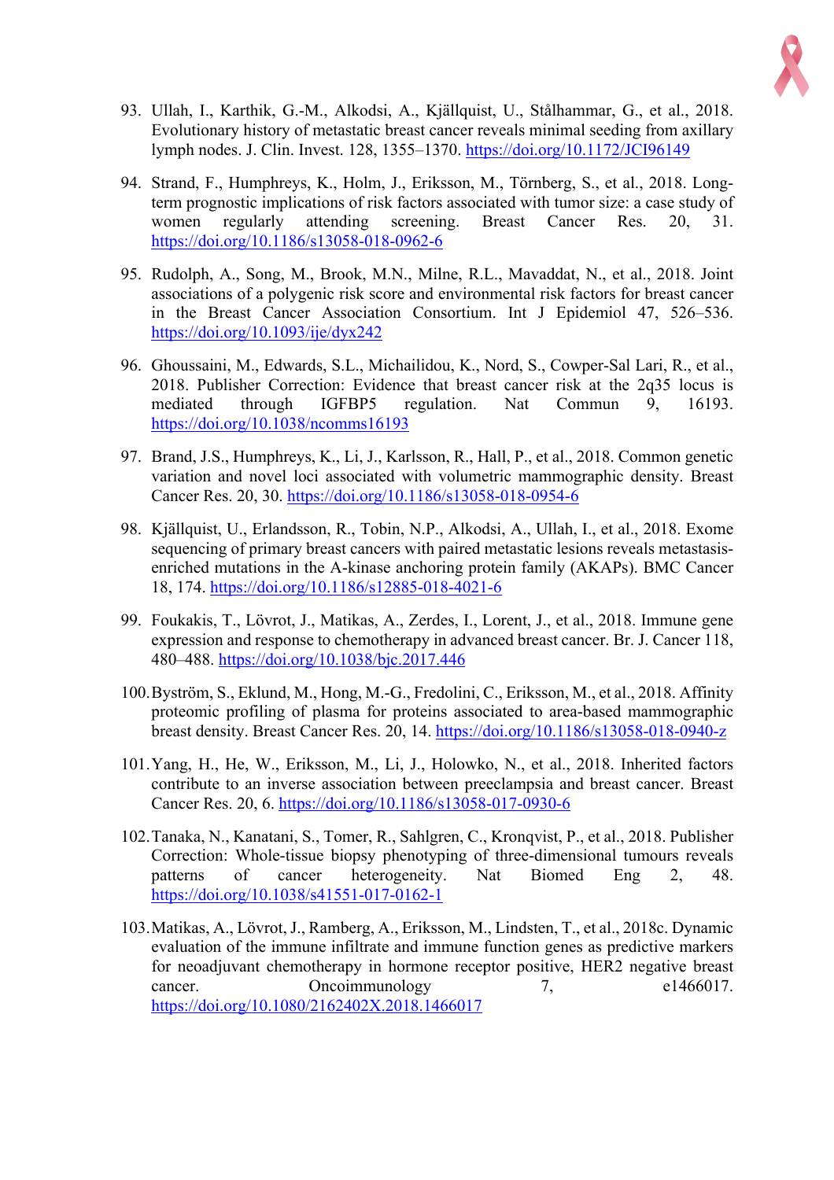93. Ullah, I., Karthik, G.-M., Alkodsi, A., Kjällquist, U., Stålhammar, G., et al., 2018. Evolutionary history of metastatic breast cancer reveals minimal seeding from axillary lymph nodes. J. Clin. Invest. 128, 1355–1370. https://doi.org/10.1172/JCI96149

94. Strand, F., Humphreys, K., Holm, J., Eriksson, M., Törnberg, S., et al., 2018. Long-term prognostic implications of risk factors associated with tumor size: a case study of women regularly attending screening. Breast Cancer Res. 20, 31. https://doi.org/10.1186/s13058-018-0962-6

95. Rudolph, A., Song, M., Brook, M.N., Milne, R.L., Mavaddat, N., et al., 2018. Joint associations of a polygenic risk score and environmental risk factors for breast cancer in the Breast Cancer Association Consortium. Int J Epidemiol 47, 526–536. https://doi.org/10.1093/ije/dyx242

96. Ghoussaini, M., Edwards, S.L., Michailidou, K., Nord, S., Cowper-Sal Lari, R., et al., 2018. Publisher Correction: Evidence that breast cancer risk at the 2q35 locus is mediated through IGFBP5 regulation. Nat Commun 9, 16193. https://doi.org/10.1038/ncomms16193

97. Brand, J.S., Humphreys, K., Li, J., Karlsson, R., Hall, P., et al., 2018. Common genetic variation and novel loci associated with volumetric mammographic density. Breast Cancer Res. 20, 30. https://doi.org/10.1186/s13058-018-0954-6

98. Kjällquist, U., Erlandsson, R., Tobin, N.P., Alkodsi, A., Ullah, I., et al., 2018. Exome sequencing of primary breast cancers with paired metastatic lesions reveals metastasis-enriched mutations in the A-kinase anchoring protein family (AKAPs). BMC Cancer 18, 174. https://doi.org/10.1186/s12885-018-4021-6

99. Foukakis, T., Lövrot, J., Matikas, A., Zerdes, I., Lorent, J., et al., 2018. Immune gene expression and response to chemotherapy in advanced breast cancer. Br. J. Cancer 118, 480–488. https://doi.org/10.1038/bjc.2017.446

100. Byström, S., Eklund, M., Hong, M.-G., Fredolini, C., Eriksson, M., et al., 2018. Affinity proteomic profiling of plasma for proteins associated to area-based mammographic breast density. Breast Cancer Res. 20, 14. https://doi.org/10.1186/s13058-018-0940-z

101. Yang, H., He, W., Eriksson, M., Li, J., Holowko, N., et al., 2018. Inherited factors contribute to an inverse association between preeclampsia and breast cancer. Breast Cancer Res. 20, 6. https://doi.org/10.1186/s13058-017-0930-6

102. Tanaka, N., Kanatani, S., Tomer, R., Sahlgren, C., Kronqvist, P., et al., 2018. Publisher Correction: Whole-tissue biopsy phenotyping of three-dimensional tumours reveals patterns of cancer heterogeneity. Nat Biomed Eng 2, 48. https://doi.org/10.1038/s41551-017-0162-1

103. Matikas, A., Lövrot, J., Ramberg, A., Eriksson, M., Lindsten, T., et al., 2018c. Dynamic evaluation of the immune infiltrate and immune function genes as predictive markers for neoadjuvant chemotherapy in hormone receptor positive, HER2 negative breast cancer. Oncoimmunology 7, e1466017. https://doi.org/10.1080/2162402X.2018.1466017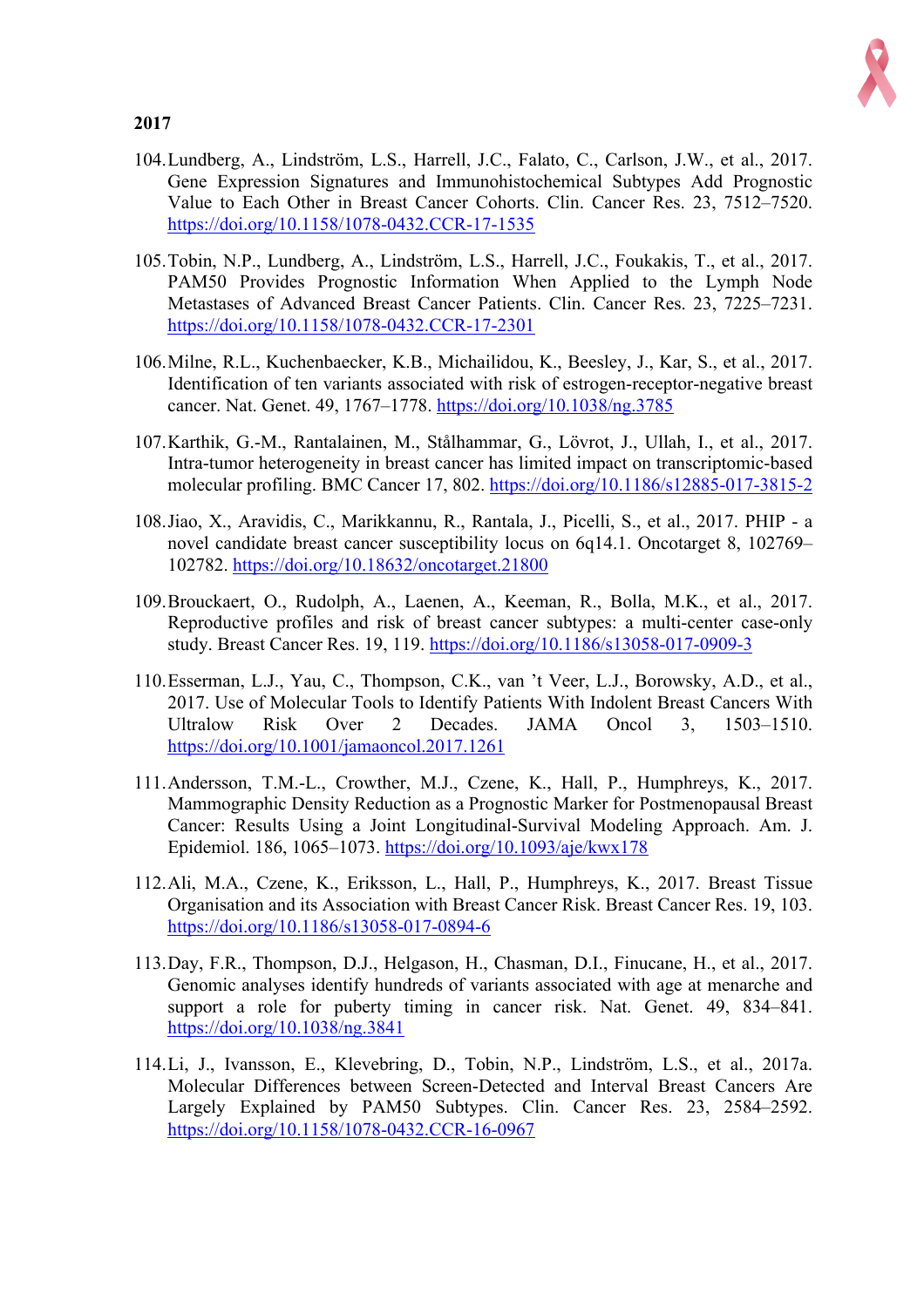**2017**

104. Lundberg, A., Lindström, L.S., Harrell, J.C., Falato, C., Carlson, J.W., et al., 2017. Gene Expression Signatures and Immunohistochemical Subtypes Add Prognostic Value to Each Other in Breast Cancer Cohorts. Clin. Cancer Res. 23, 7512–7520. https://doi.org/10.1158/1078-0432.CCR-17-1535

105. Tobin, N.P., Lundberg, A., Lindström, L.S., Harrell, J.C., Foukakis, T., et al., 2017. PAM50 Provides Prognostic Information When Applied to the Lymph Node Metastases of Advanced Breast Cancer Patients. Clin. Cancer Res. 23, 7225–7231. https://doi.org/10.1158/1078-0432.CCR-17-2301

106. Milne, R.L., Kuchenbaecker, K.B., Michailidou, K., Beesley, J., Kar, S., et al., 2017. Identification of ten variants associated with risk of estrogen-receptor-negative breast cancer. Nat. Genet. 49, 1767–1778. https://doi.org/10.1038/ng.3785

107. Karthik, G.-M., Rantalainen, M., Stålhammar, G., Lövrot, J., Ullah, I., et al., 2017. Intra-tumor heterogeneity in breast cancer has limited impact on transcriptomic-based molecular profiling. BMC Cancer 17, 802. https://doi.org/10.1186/s12885-017-3815-2

108. Jiao, X., Aravidis, C., Marikkannu, R., Rantala, J., Picelli, S., et al., 2017. PHIP - a novel candidate breast cancer susceptibility locus on 6q14.1. Oncotarget 8, 102769–102782. https://doi.org/10.18632/oncotarget.21800

109. Brouckaert, O., Rudolph, A., Laenen, A., Keeman, R., Bolla, M.K., et al., 2017. Reproductive profiles and risk of breast cancer subtypes: a multi-center case-only study. Breast Cancer Res. 19, 119. https://doi.org/10.1186/s13058-017-0909-3

110. Esserman, L.J., Yau, C., Thompson, C.K., van 't Veer, L.J., Borowsky, A.D., et al., 2017. Use of Molecular Tools to Identify Patients With Indolent Breast Cancers With Ultralow Risk Over 2 Decades. JAMA Oncol 3, 1503–1510. https://doi.org/10.1001/jamaoncol.2017.1261

111. Andersson, T.M.-L., Crowther, M.J., Czene, K., Hall, P., Humphreys, K., 2017. Mammographic Density Reduction as a Prognostic Marker for Postmenopausal Breast Cancer: Results Using a Joint Longitudinal-Survival Modeling Approach. Am. J. Epidemiol. 186, 1065–1073. https://doi.org/10.1093/aje/kwx178

112. Ali, M.A., Czene, K., Eriksson, L., Hall, P., Humphreys, K., 2017. Breast Tissue Organisation and its Association with Breast Cancer Risk. Breast Cancer Res. 19, 103. https://doi.org/10.1186/s13058-017-0894-6

113. Day, F.R., Thompson, D.J., Helgason, H., Chasman, D.I., Finucane, H., et al., 2017. Genomic analyses identify hundreds of variants associated with age at menarche and support a role for puberty timing in cancer risk. Nat. Genet. 49, 834–841. https://doi.org/10.1038/ng.3841

114. Li, J., Ivansson, E., Klevebring, D., Tobin, N.P., Lindström, L.S., et al., 2017a. Molecular Differences between Screen-Detected and Interval Breast Cancers Are Largely Explained by PAM50 Subtypes. Clin. Cancer Res. 23, 2584–2592. https://doi.org/10.1158/1078-0432.CCR-16-0967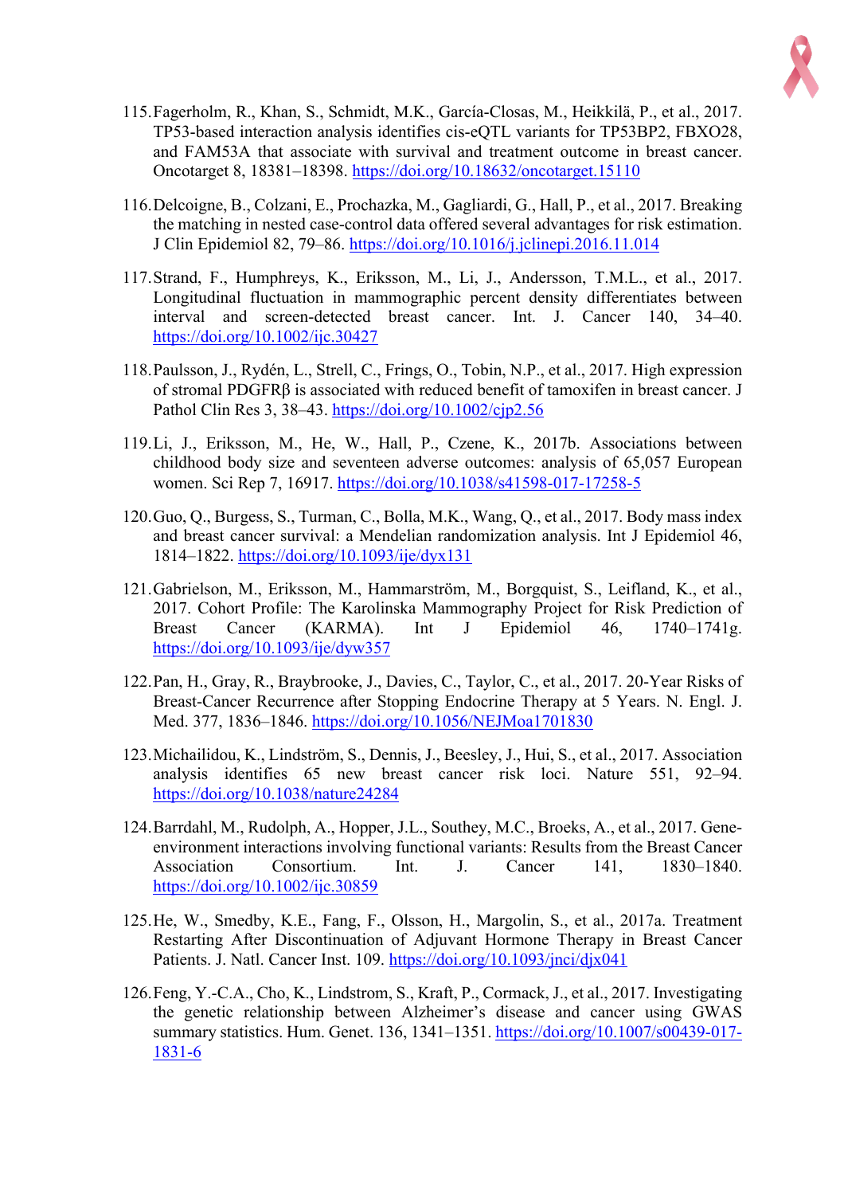115. Fagerholm, R., Khan, S., Schmidt, M.K., García-Closas, M., Heikkilä, P., et al., 2017. TP53-based interaction analysis identifies cis-eQTL variants for TP53BP2, FBXO28, and FAM53A that associate with survival and treatment outcome in breast cancer. Oncotarget 8, 18381–18398. https://doi.org/10.18632/oncotarget.15110

116. Delcoigne, B., Colzani, E., Prochazka, M., Gagliardi, G., Hall, P., et al., 2017. Breaking the matching in nested case-control data offered several advantages for risk estimation. J Clin Epidemiol 82, 79–86. https://doi.org/10.1016/j.jclinepi.2016.11.014

117. Strand, F., Humphreys, K., Eriksson, M., Li, J., Andersson, T.M.L., et al., 2017. Longitudinal fluctuation in mammographic percent density differentiates between interval and screen-detected breast cancer. Int. J. Cancer 140, 34–40. https://doi.org/10.1002/ijc.30427

118. Paulsson, J., Rydén, L., Strell, C., Frings, O., Tobin, N.P., et al., 2017. High expression of stromal PDGFRβ is associated with reduced benefit of tamoxifen in breast cancer. J Pathol Clin Res 3, 38–43. https://doi.org/10.1002/cjp2.56

119. Li, J., Eriksson, M., He, W., Hall, P., Czene, K., 2017b. Associations between childhood body size and seventeen adverse outcomes: analysis of 65,057 European women. Sci Rep 7, 16917. https://doi.org/10.1038/s41598-017-17258-5

120. Guo, Q., Burgess, S., Turman, C., Bolla, M.K., Wang, Q., et al., 2017. Body mass index and breast cancer survival: a Mendelian randomization analysis. Int J Epidemiol 46, 1814–1822. https://doi.org/10.1093/ije/dyx131

121. Gabrielson, M., Eriksson, M., Hammarström, M., Borgquist, S., Leifland, K., et al., 2017. Cohort Profile: The Karolinska Mammography Project for Risk Prediction of Breast Cancer (KARMA). Int J Epidemiol 46, 1740–1741g. https://doi.org/10.1093/ije/dyw357

122. Pan, H., Gray, R., Braybrooke, J., Davies, C., Taylor, C., et al., 2017. 20-Year Risks of Breast-Cancer Recurrence after Stopping Endocrine Therapy at 5 Years. N. Engl. J. Med. 377, 1836–1846. https://doi.org/10.1056/NEJMoa1701830

123. Michailidou, K., Lindström, S., Dennis, J., Beesley, J., Hui, S., et al., 2017. Association analysis identifies 65 new breast cancer risk loci. Nature 551, 92–94. https://doi.org/10.1038/nature24284

124. Barrdahl, M., Rudolph, A., Hopper, J.L., Southey, M.C., Broeks, A., et al., 2017. Gene-environment interactions involving functional variants: Results from the Breast Cancer Association Consortium. Int. J. Cancer 141, 1830–1840. https://doi.org/10.1002/ijc.30859

125. He, W., Smedby, K.E., Fang, F., Olsson, H., Margolin, S., et al., 2017a. Treatment Restarting After Discontinuation of Adjuvant Hormone Therapy in Breast Cancer Patients. J. Natl. Cancer Inst. 109. https://doi.org/10.1093/jnci/djx041

126. Feng, Y.-C.A., Cho, K., Lindstrom, S., Kraft, P., Cormack, J., et al., 2017. Investigating the genetic relationship between Alzheimer's disease and cancer using GWAS summary statistics. Hum. Genet. 136, 1341–1351. https://doi.org/10.1007/s00439-017-1831-6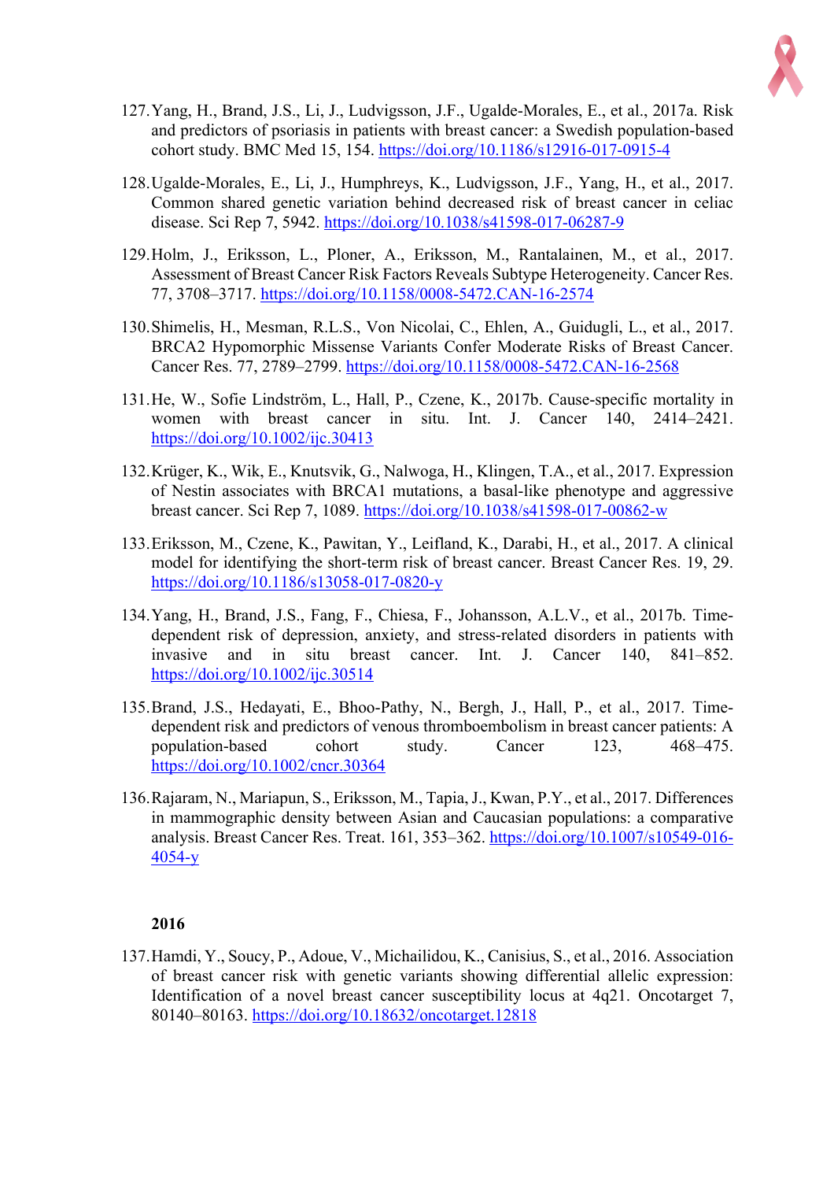127. Yang, H., Brand, J.S., Li, J., Ludvigsson, J.F., Ugalde-Morales, E., et al., 2017a. Risk and predictors of psoriasis in patients with breast cancer: a Swedish population-based cohort study. BMC Med 15, 154. https://doi.org/10.1186/s12916-017-0915-4

128. Ugalde-Morales, E., Li, J., Humphreys, K., Ludvigsson, J.F., Yang, H., et al., 2017. Common shared genetic variation behind decreased risk of breast cancer in celiac disease. Sci Rep 7, 5942. https://doi.org/10.1038/s41598-017-06287-9

129. Holm, J., Eriksson, L., Ploner, A., Eriksson, M., Rantalainen, M., et al., 2017. Assessment of Breast Cancer Risk Factors Reveals Subtype Heterogeneity. Cancer Res. 77, 3708–3717. https://doi.org/10.1158/0008-5472.CAN-16-2574

130. Shimelis, H., Mesman, R.L.S., Von Nicolai, C., Ehlen, A., Guidugli, L., et al., 2017. BRCA2 Hypomorphic Missense Variants Confer Moderate Risks of Breast Cancer. Cancer Res. 77, 2789–2799. https://doi.org/10.1158/0008-5472.CAN-16-2568

131. He, W., Sofie Lindström, L., Hall, P., Czene, K., 2017b. Cause-specific mortality in women with breast cancer in situ. Int. J. Cancer 140, 2414–2421. https://doi.org/10.1002/ijc.30413

132. Krüger, K., Wik, E., Knutsvik, G., Nalwoga, H., Klingen, T.A., et al., 2017. Expression of Nestin associates with BRCA1 mutations, a basal-like phenotype and aggressive breast cancer. Sci Rep 7, 1089. https://doi.org/10.1038/s41598-017-00862-w

133. Eriksson, M., Czene, K., Pawitan, Y., Leifland, K., Darabi, H., et al., 2017. A clinical model for identifying the short-term risk of breast cancer. Breast Cancer Res. 19, 29. https://doi.org/10.1186/s13058-017-0820-y

134. Yang, H., Brand, J.S., Fang, F., Chiesa, F., Johansson, A.L.V., et al., 2017b. Time-dependent risk of depression, anxiety, and stress-related disorders in patients with invasive and in situ breast cancer. Int. J. Cancer 140, 841–852. https://doi.org/10.1002/ijc.30514

135. Brand, J.S., Hedayati, E., Bhoo-Pathy, N., Bergh, J., Hall, P., et al., 2017. Time-dependent risk and predictors of venous thromboembolism in breast cancer patients: A population-based cohort study. Cancer 123, 468–475. https://doi.org/10.1002/cncr.30364

136. Rajaram, N., Mariapun, S., Eriksson, M., Tapia, J., Kwan, P.Y., et al., 2017. Differences in mammographic density between Asian and Caucasian populations: a comparative analysis. Breast Cancer Res. Treat. 161, 353–362. https://doi.org/10.1007/s10549-016-4054-y

**2016**

137. Hamdi, Y., Soucy, P., Adoue, V., Michailidou, K., Canisius, S., et al., 2016. Association of breast cancer risk with genetic variants showing differential allelic expression: Identification of a novel breast cancer susceptibility locus at 4q21. Oncotarget 7, 80140–80163. https://doi.org/10.18632/oncotarget.12818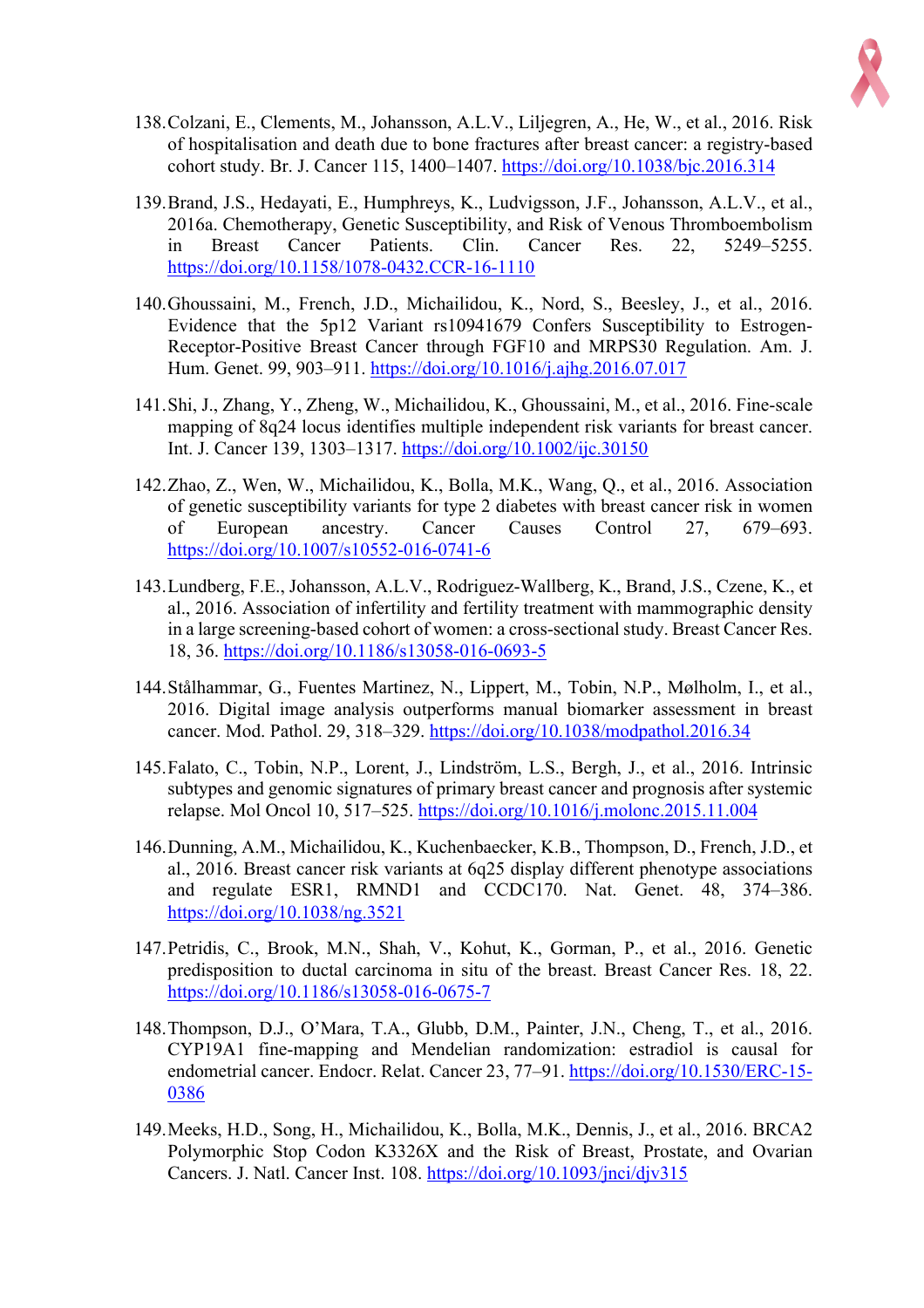138. Colzani, E., Clements, M., Johansson, A.L.V., Liljegren, A., He, W., et al., 2016. Risk of hospitalisation and death due to bone fractures after breast cancer: a registry-based cohort study. Br. J. Cancer 115, 1400–1407. https://doi.org/10.1038/bjc.2016.314

139. Brand, J.S., Hedayati, E., Humphreys, K., Ludvigsson, J.F., Johansson, A.L.V., et al., 2016a. Chemotherapy, Genetic Susceptibility, and Risk of Venous Thromboembolism in Breast Cancer Patients. Clin. Cancer Res. 22, 5249–5255. https://doi.org/10.1158/1078-0432.CCR-16-1110

140. Ghoussaini, M., French, J.D., Michailidou, K., Nord, S., Beesley, J., et al., 2016. Evidence that the 5p12 Variant rs10941679 Confers Susceptibility to Estrogen-Receptor-Positive Breast Cancer through FGF10 and MRPS30 Regulation. Am. J. Hum. Genet. 99, 903–911. https://doi.org/10.1016/j.ajhg.2016.07.017

141. Shi, J., Zhang, Y., Zheng, W., Michailidou, K., Ghoussaini, M., et al., 2016. Fine-scale mapping of 8q24 locus identifies multiple independent risk variants for breast cancer. Int. J. Cancer 139, 1303–1317. https://doi.org/10.1002/ijc.30150

142. Zhao, Z., Wen, W., Michailidou, K., Bolla, M.K., Wang, Q., et al., 2016. Association of genetic susceptibility variants for type 2 diabetes with breast cancer risk in women of European ancestry. Cancer Causes Control 27, 679–693. https://doi.org/10.1007/s10552-016-0741-6

143. Lundberg, F.E., Johansson, A.L.V., Rodriguez-Wallberg, K., Brand, J.S., Czene, K., et al., 2016. Association of infertility and fertility treatment with mammographic density in a large screening-based cohort of women: a cross-sectional study. Breast Cancer Res. 18, 36. https://doi.org/10.1186/s13058-016-0693-5

144. Stålhammar, G., Fuentes Martinez, N., Lippert, M., Tobin, N.P., Mølholm, I., et al., 2016. Digital image analysis outperforms manual biomarker assessment in breast cancer. Mod. Pathol. 29, 318–329. https://doi.org/10.1038/modpathol.2016.34

145. Falato, C., Tobin, N.P., Lorent, J., Lindström, L.S., Bergh, J., et al., 2016. Intrinsic subtypes and genomic signatures of primary breast cancer and prognosis after systemic relapse. Mol Oncol 10, 517–525. https://doi.org/10.1016/j.molonc.2015.11.004

146. Dunning, A.M., Michailidou, K., Kuchenbaecker, K.B., Thompson, D., French, J.D., et al., 2016. Breast cancer risk variants at 6q25 display different phenotype associations and regulate ESR1, RMND1 and CCDC170. Nat. Genet. 48, 374–386. https://doi.org/10.1038/ng.3521

147. Petridis, C., Brook, M.N., Shah, V., Kohut, K., Gorman, P., et al., 2016. Genetic predisposition to ductal carcinoma in situ of the breast. Breast Cancer Res. 18, 22. https://doi.org/10.1186/s13058-016-0675-7

148. Thompson, D.J., O'Mara, T.A., Glubb, D.M., Painter, J.N., Cheng, T., et al., 2016. CYP19A1 fine-mapping and Mendelian randomization: estradiol is causal for endometrial cancer. Endocr. Relat. Cancer 23, 77–91. https://doi.org/10.1530/ERC-15-0386

149. Meeks, H.D., Song, H., Michailidou, K., Bolla, M.K., Dennis, J., et al., 2016. BRCA2 Polymorphic Stop Codon K3326X and the Risk of Breast, Prostate, and Ovarian Cancers. J. Natl. Cancer Inst. 108. https://doi.org/10.1093/jnci/djv315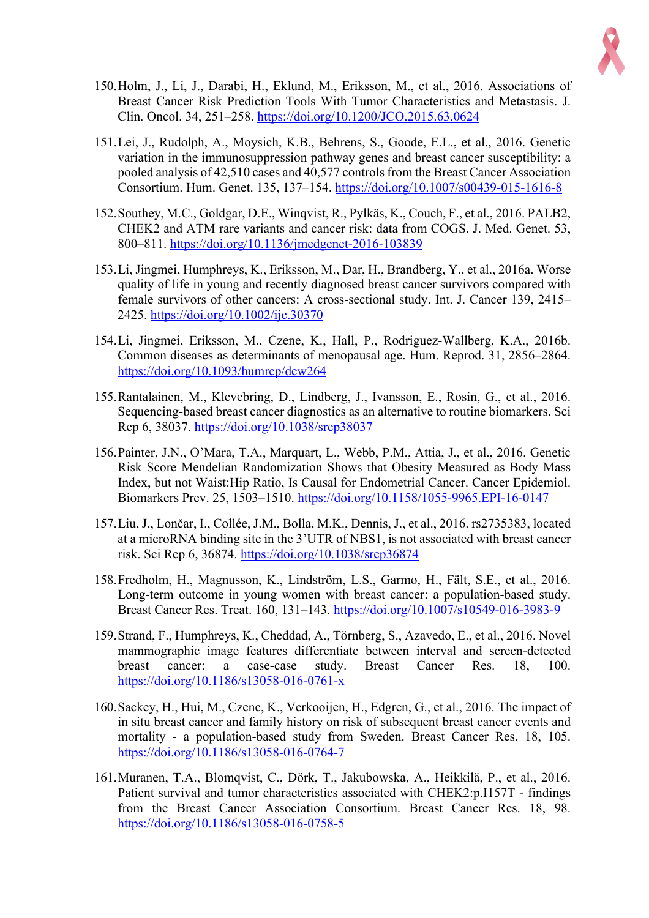150. Holm, J., Li, J., Darabi, H., Eklund, M., Eriksson, M., et al., 2016. Associations of Breast Cancer Risk Prediction Tools With Tumor Characteristics and Metastasis. J. Clin. Oncol. 34, 251–258. https://doi.org/10.1200/JCO.2015.63.0624

151. Lei, J., Rudolph, A., Moysich, K.B., Behrens, S., Goode, E.L., et al., 2016. Genetic variation in the immunosuppression pathway genes and breast cancer susceptibility: a pooled analysis of 42,510 cases and 40,577 controls from the Breast Cancer Association Consortium. Hum. Genet. 135, 137–154. https://doi.org/10.1007/s00439-015-1616-8

152. Southey, M.C., Goldgar, D.E., Winqvist, R., Pylkäs, K., Couch, F., et al., 2016. PALB2, CHEK2 and ATM rare variants and cancer risk: data from COGS. J. Med. Genet. 53, 800–811. https://doi.org/10.1136/jmedgenet-2016-103839

153. Li, Jingmei, Humphreys, K., Eriksson, M., Dar, H., Brandberg, Y., et al., 2016a. Worse quality of life in young and recently diagnosed breast cancer survivors compared with female survivors of other cancers: A cross-sectional study. Int. J. Cancer 139, 2415–2425. https://doi.org/10.1002/ijc.30370

154. Li, Jingmei, Eriksson, M., Czene, K., Hall, P., Rodriguez-Wallberg, K.A., 2016b. Common diseases as determinants of menopausal age. Hum. Reprod. 31, 2856–2864. https://doi.org/10.1093/humrep/dew264

155. Rantalainen, M., Klevebring, D., Lindberg, J., Ivansson, E., Rosin, G., et al., 2016. Sequencing-based breast cancer diagnostics as an alternative to routine biomarkers. Sci Rep 6, 38037. https://doi.org/10.1038/srep38037

156. Painter, J.N., O'Mara, T.A., Marquart, L., Webb, P.M., Attia, J., et al., 2016. Genetic Risk Score Mendelian Randomization Shows that Obesity Measured as Body Mass Index, but not Waist:Hip Ratio, Is Causal for Endometrial Cancer. Cancer Epidemiol. Biomarkers Prev. 25, 1503–1510. https://doi.org/10.1158/1055-9965.EPI-16-0147

157. Liu, J., Lončar, I., Collée, J.M., Bolla, M.K., Dennis, J., et al., 2016. rs2735383, located at a microRNA binding site in the 3'UTR of NBS1, is not associated with breast cancer risk. Sci Rep 6, 36874. https://doi.org/10.1038/srep36874

158. Fredholm, H., Magnusson, K., Lindström, L.S., Garmo, H., Fält, S.E., et al., 2016. Long-term outcome in young women with breast cancer: a population-based study. Breast Cancer Res. Treat. 160, 131–143. https://doi.org/10.1007/s10549-016-3983-9

159. Strand, F., Humphreys, K., Cheddad, A., Törnberg, S., Azavedo, E., et al., 2016. Novel mammographic image features differentiate between interval and screen-detected breast cancer: a case-case study. Breast Cancer Res. 18, 100. https://doi.org/10.1186/s13058-016-0761-x

160. Sackey, H., Hui, M., Czene, K., Verkooijen, H., Edgren, G., et al., 2016. The impact of in situ breast cancer and family history on risk of subsequent breast cancer events and mortality - a population-based study from Sweden. Breast Cancer Res. 18, 105. https://doi.org/10.1186/s13058-016-0764-7

161. Muranen, T.A., Blomqvist, C., Dörk, T., Jakubowska, A., Heikkilä, P., et al., 2016. Patient survival and tumor characteristics associated with CHEK2:p.I157T - findings from the Breast Cancer Association Consortium. Breast Cancer Res. 18, 98. https://doi.org/10.1186/s13058-016-0758-5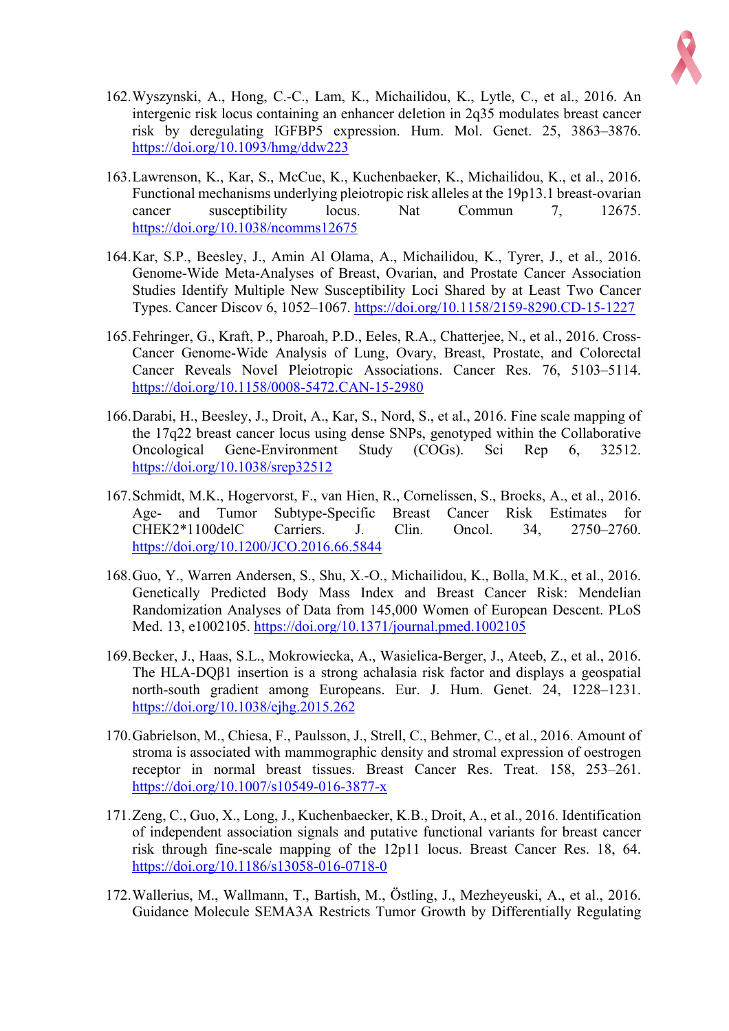162. Wyszynski, A., Hong, C.-C., Lam, K., Michailidou, K., Lytle, C., et al., 2016. An intergenic risk locus containing an enhancer deletion in 2q35 modulates breast cancer risk by deregulating IGFBP5 expression. Hum. Mol. Genet. 25, 3863–3876. https://doi.org/10.1093/hmg/ddw223

163. Lawrenson, K., Kar, S., McCue, K., Kuchenbaeker, K., Michailidou, K., et al., 2016. Functional mechanisms underlying pleiotropic risk alleles at the 19p13.1 breast-ovarian cancer susceptibility locus. Nat Commun 7, 12675. https://doi.org/10.1038/ncomms12675

164. Kar, S.P., Beesley, J., Amin Al Olama, A., Michailidou, K., Tyrer, J., et al., 2016. Genome-Wide Meta-Analyses of Breast, Ovarian, and Prostate Cancer Association Studies Identify Multiple New Susceptibility Loci Shared by at Least Two Cancer Types. Cancer Discov 6, 1052–1067. https://doi.org/10.1158/2159-8290.CD-15-1227

165. Fehringer, G., Kraft, P., Pharoah, P.D., Eeles, R.A., Chatterjee, N., et al., 2016. Cross-Cancer Genome-Wide Analysis of Lung, Ovary, Breast, Prostate, and Colorectal Cancer Reveals Novel Pleiotropic Associations. Cancer Res. 76, 5103–5114. https://doi.org/10.1158/0008-5472.CAN-15-2980

166. Darabi, H., Beesley, J., Droit, A., Kar, S., Nord, S., et al., 2016. Fine scale mapping of the 17q22 breast cancer locus using dense SNPs, genotyped within the Collaborative Oncological Gene-Environment Study (COGs). Sci Rep 6, 32512. https://doi.org/10.1038/srep32512

167. Schmidt, M.K., Hogervorst, F., van Hien, R., Cornelissen, S., Broeks, A., et al., 2016. Age- and Tumor Subtype-Specific Breast Cancer Risk Estimates for CHEK2*1100delC Carriers. J. Clin. Oncol. 34, 2750–2760. https://doi.org/10.1200/JCO.2016.66.5844

168. Guo, Y., Warren Andersen, S., Shu, X.-O., Michailidou, K., Bolla, M.K., et al., 2016. Genetically Predicted Body Mass Index and Breast Cancer Risk: Mendelian Randomization Analyses of Data from 145,000 Women of European Descent. PLoS Med. 13, e1002105. https://doi.org/10.1371/journal.pmed.1002105

169. Becker, J., Haas, S.L., Mokrowiecka, A., Wasielica-Berger, J., Ateeb, Z., et al., 2016. The HLA-DQβ1 insertion is a strong achalasia risk factor and displays a geospatial north-south gradient among Europeans. Eur. J. Hum. Genet. 24, 1228–1231. https://doi.org/10.1038/ejhg.2015.262

170. Gabrielson, M., Chiesa, F., Paulsson, J., Strell, C., Behmer, C., et al., 2016. Amount of stroma is associated with mammographic density and stromal expression of oestrogen receptor in normal breast tissues. Breast Cancer Res. Treat. 158, 253–261. https://doi.org/10.1007/s10549-016-3877-x

171. Zeng, C., Guo, X., Long, J., Kuchenbaecker, K.B., Droit, A., et al., 2016. Identification of independent association signals and putative functional variants for breast cancer risk through fine-scale mapping of the 12p11 locus. Breast Cancer Res. 18, 64. https://doi.org/10.1186/s13058-016-0718-0

172. Wallerius, M., Wallmann, T., Bartish, M., Östling, J., Mezheyeuski, A., et al., 2016. Guidance Molecule SEMA3A Restricts Tumor Growth by Differentially Regulating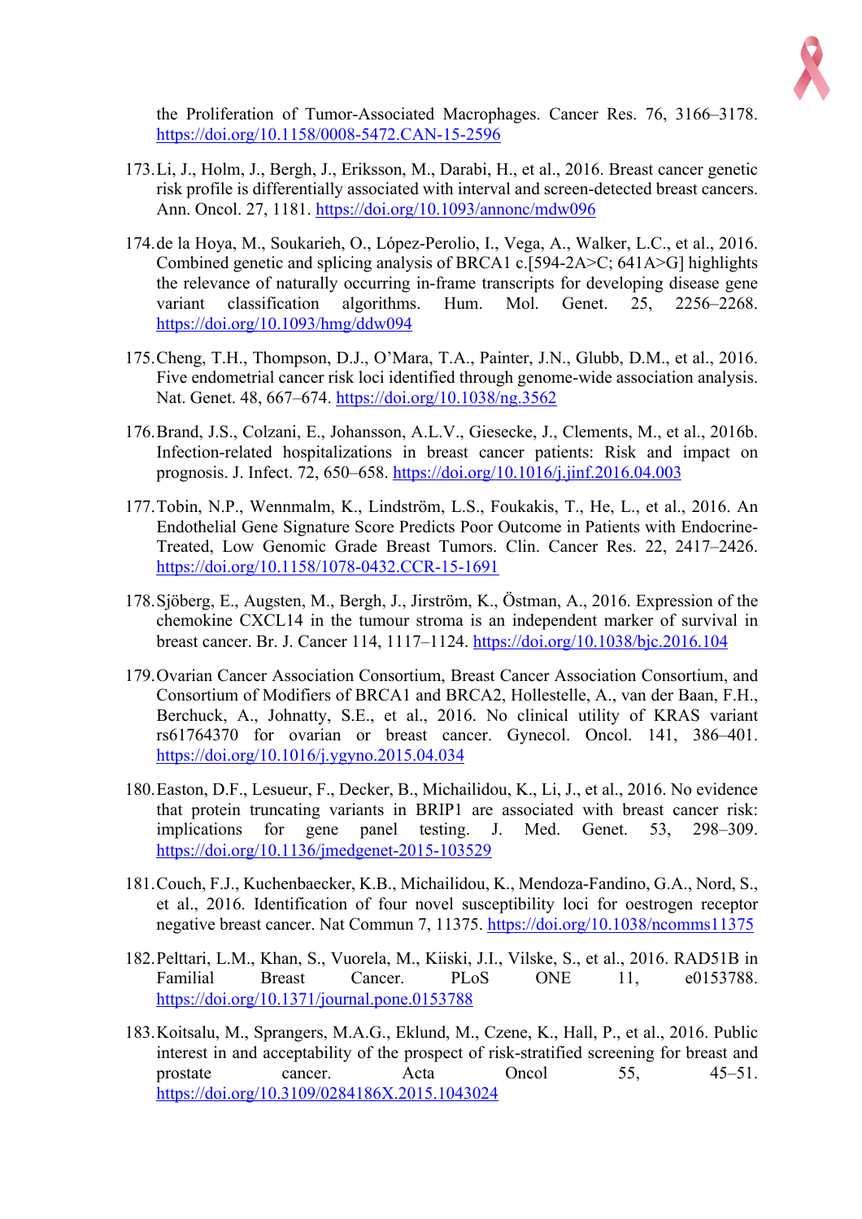the Proliferation of Tumor-Associated Macrophages. Cancer Res. 76, 3166–3178. https://doi.org/10.1158/0008-5472.CAN-15-2596

173. Li, J., Holm, J., Bergh, J., Eriksson, M., Darabi, H., et al., 2016. Breast cancer genetic risk profile is differentially associated with interval and screen-detected breast cancers. Ann. Oncol. 27, 1181. https://doi.org/10.1093/annonc/mdw096

174. de la Hoya, M., Soukarieh, O., López-Perolio, I., Vega, A., Walker, L.C., et al., 2016. Combined genetic and splicing analysis of BRCA1 c.[594-2A>C; 641A>G] highlights the relevance of naturally occurring in-frame transcripts for developing disease gene variant classification algorithms. Hum. Mol. Genet. 25, 2256–2268. https://doi.org/10.1093/hmg/ddw094

175. Cheng, T.H., Thompson, D.J., O'Mara, T.A., Painter, J.N., Glubb, D.M., et al., 2016. Five endometrial cancer risk loci identified through genome-wide association analysis. Nat. Genet. 48, 667–674. https://doi.org/10.1038/ng.3562

176. Brand, J.S., Colzani, E., Johansson, A.L.V., Giesecke, J., Clements, M., et al., 2016b. Infection-related hospitalizations in breast cancer patients: Risk and impact on prognosis. J. Infect. 72, 650–658. https://doi.org/10.1016/j.jinf.2016.04.003

177. Tobin, N.P., Wennmalm, K., Lindström, L.S., Foukakis, T., He, L., et al., 2016. An Endothelial Gene Signature Score Predicts Poor Outcome in Patients with Endocrine-Treated, Low Genomic Grade Breast Tumors. Clin. Cancer Res. 22, 2417–2426. https://doi.org/10.1158/1078-0432.CCR-15-1691

178. Sjöberg, E., Augsten, M., Bergh, J., Jirström, K., Östman, A., 2016. Expression of the chemokine CXCL14 in the tumour stroma is an independent marker of survival in breast cancer. Br. J. Cancer 114, 1117–1124. https://doi.org/10.1038/bjc.2016.104

179. Ovarian Cancer Association Consortium, Breast Cancer Association Consortium, and Consortium of Modifiers of BRCA1 and BRCA2, Hollestelle, A., van der Baan, F.H., Berchuck, A., Johnatty, S.E., et al., 2016. No clinical utility of KRAS variant rs61764370 for ovarian or breast cancer. Gynecol. Oncol. 141, 386–401. https://doi.org/10.1016/j.ygyno.2015.04.034

180. Easton, D.F., Lesueur, F., Decker, B., Michailidou, K., Li, J., et al., 2016. No evidence that protein truncating variants in BRIP1 are associated with breast cancer risk: implications for gene panel testing. J. Med. Genet. 53, 298–309. https://doi.org/10.1136/jmedgenet-2015-103529

181. Couch, F.J., Kuchenbaecker, K.B., Michailidou, K., Mendoza-Fandino, G.A., Nord, S., et al., 2016. Identification of four novel susceptibility loci for oestrogen receptor negative breast cancer. Nat Commun 7, 11375. https://doi.org/10.1038/ncomms11375

182. Pelttari, L.M., Khan, S., Vuorela, M., Kiiski, J.I., Vilske, S., et al., 2016. RAD51B in Familial Breast Cancer. PLoS ONE 11, e0153788. https://doi.org/10.1371/journal.pone.0153788

183. Koitsalu, M., Sprangers, M.A.G., Eklund, M., Czene, K., Hall, P., et al., 2016. Public interest in and acceptability of the prospect of risk-stratified screening for breast and prostate cancer. Acta Oncol 55, 45–51. https://doi.org/10.3109/0284186X.2015.1043024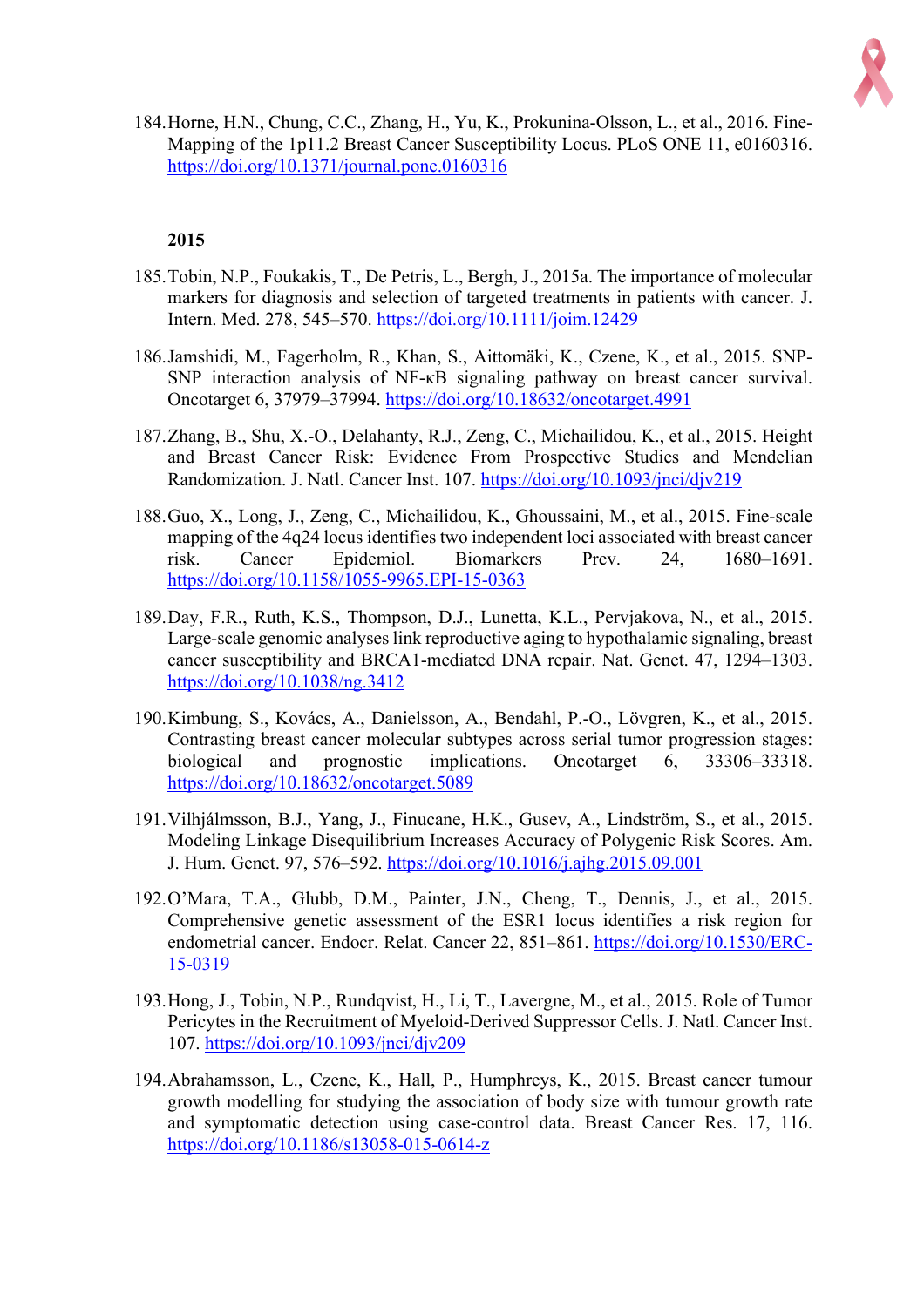184. Horne, H.N., Chung, C.C., Zhang, H., Yu, K., Prokunina-Olsson, L., et al., 2016. Fine-Mapping of the 1p11.2 Breast Cancer Susceptibility Locus. PLoS ONE 11, e0160316. https://doi.org/10.1371/journal.pone.0160316

**2015**

185. Tobin, N.P., Foukakis, T., De Petris, L., Bergh, J., 2015a. The importance of molecular markers for diagnosis and selection of targeted treatments in patients with cancer. J. Intern. Med. 278, 545–570. https://doi.org/10.1111/joim.12429

186. Jamshidi, M., Fagerholm, R., Khan, S., Aittomäki, K., Czene, K., et al., 2015. SNP-SNP interaction analysis of NF-κB signaling pathway on breast cancer survival. Oncotarget 6, 37979–37994. https://doi.org/10.18632/oncotarget.4991

187. Zhang, B., Shu, X.-O., Delahanty, R.J., Zeng, C., Michailidou, K., et al., 2015. Height and Breast Cancer Risk: Evidence From Prospective Studies and Mendelian Randomization. J. Natl. Cancer Inst. 107. https://doi.org/10.1093/jnci/djv219

188. Guo, X., Long, J., Zeng, C., Michailidou, K., Ghoussaini, M., et al., 2015. Fine-scale mapping of the 4q24 locus identifies two independent loci associated with breast cancer risk. Cancer Epidemiol. Biomarkers Prev. 24, 1680–1691. https://doi.org/10.1158/1055-9965.EPI-15-0363

189. Day, F.R., Ruth, K.S., Thompson, D.J., Lunetta, K.L., Pervjakova, N., et al., 2015. Large-scale genomic analyses link reproductive aging to hypothalamic signaling, breast cancer susceptibility and BRCA1-mediated DNA repair. Nat. Genet. 47, 1294–1303. https://doi.org/10.1038/ng.3412

190. Kimbung, S., Kovács, A., Danielsson, A., Bendahl, P.-O., Lövgren, K., et al., 2015. Contrasting breast cancer molecular subtypes across serial tumor progression stages: biological and prognostic implications. Oncotarget 6, 33306–33318. https://doi.org/10.18632/oncotarget.5089

191. Vilhjálmsson, B.J., Yang, J., Finucane, H.K., Gusev, A., Lindström, S., et al., 2015. Modeling Linkage Disequilibrium Increases Accuracy of Polygenic Risk Scores. Am. J. Hum. Genet. 97, 576–592. https://doi.org/10.1016/j.ajhg.2015.09.001

192. O'Mara, T.A., Glubb, D.M., Painter, J.N., Cheng, T., Dennis, J., et al., 2015. Comprehensive genetic assessment of the ESR1 locus identifies a risk region for endometrial cancer. Endocr. Relat. Cancer 22, 851–861. https://doi.org/10.1530/ERC-15-0319

193. Hong, J., Tobin, N.P., Rundqvist, H., Li, T., Lavergne, M., et al., 2015. Role of Tumor Pericytes in the Recruitment of Myeloid-Derived Suppressor Cells. J. Natl. Cancer Inst. 107. https://doi.org/10.1093/jnci/djv209

194. Abrahamsson, L., Czene, K., Hall, P., Humphreys, K., 2015. Breast cancer tumour growth modelling for studying the association of body size with tumour growth rate and symptomatic detection using case-control data. Breast Cancer Res. 17, 116. https://doi.org/10.1186/s13058-015-0614-z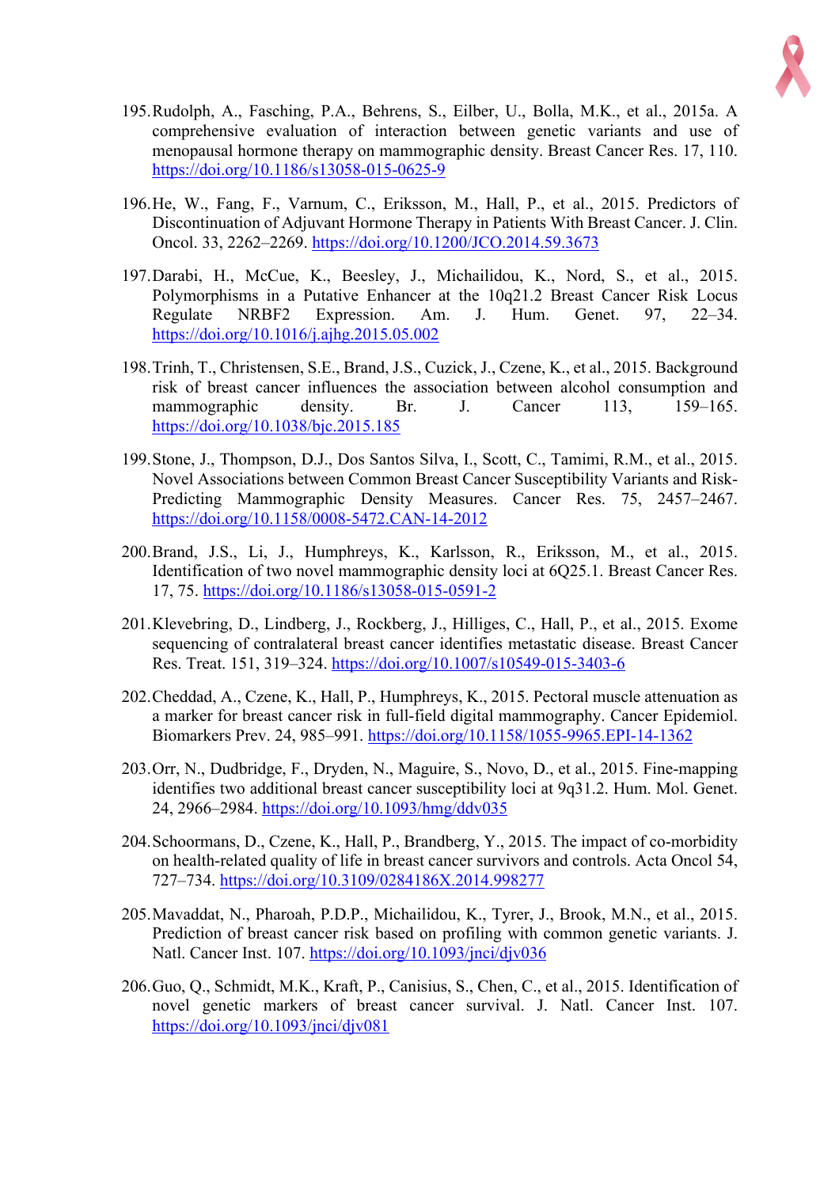195. Rudolph, A., Fasching, P.A., Behrens, S., Eilber, U., Bolla, M.K., et al., 2015a. A comprehensive evaluation of interaction between genetic variants and use of menopausal hormone therapy on mammographic density. Breast Cancer Res. 17, 110. https://doi.org/10.1186/s13058-015-0625-9

196. He, W., Fang, F., Varnum, C., Eriksson, M., Hall, P., et al., 2015. Predictors of Discontinuation of Adjuvant Hormone Therapy in Patients With Breast Cancer. J. Clin. Oncol. 33, 2262–2269. https://doi.org/10.1200/JCO.2014.59.3673

197. Darabi, H., McCue, K., Beesley, J., Michailidou, K., Nord, S., et al., 2015. Polymorphisms in a Putative Enhancer at the 10q21.2 Breast Cancer Risk Locus Regulate NRBF2 Expression. Am. J. Hum. Genet. 97, 22–34. https://doi.org/10.1016/j.ajhg.2015.05.002

198. Trinh, T., Christensen, S.E., Brand, J.S., Cuzick, J., Czene, K., et al., 2015. Background risk of breast cancer influences the association between alcohol consumption and mammographic density. Br. J. Cancer 113, 159–165. https://doi.org/10.1038/bjc.2015.185

199. Stone, J., Thompson, D.J., Dos Santos Silva, I., Scott, C., Tamimi, R.M., et al., 2015. Novel Associations between Common Breast Cancer Susceptibility Variants and Risk-Predicting Mammographic Density Measures. Cancer Res. 75, 2457–2467. https://doi.org/10.1158/0008-5472.CAN-14-2012

200. Brand, J.S., Li, J., Humphreys, K., Karlsson, R., Eriksson, M., et al., 2015. Identification of two novel mammographic density loci at 6Q25.1. Breast Cancer Res. 17, 75. https://doi.org/10.1186/s13058-015-0591-2

201. Klevebring, D., Lindberg, J., Rockberg, J., Hilliges, C., Hall, P., et al., 2015. Exome sequencing of contralateral breast cancer identifies metastatic disease. Breast Cancer Res. Treat. 151, 319–324. https://doi.org/10.1007/s10549-015-3403-6

202. Cheddad, A., Czene, K., Hall, P., Humphreys, K., 2015. Pectoral muscle attenuation as a marker for breast cancer risk in full-field digital mammography. Cancer Epidemiol. Biomarkers Prev. 24, 985–991. https://doi.org/10.1158/1055-9965.EPI-14-1362

203. Orr, N., Dudbridge, F., Dryden, N., Maguire, S., Novo, D., et al., 2015. Fine-mapping identifies two additional breast cancer susceptibility loci at 9q31.2. Hum. Mol. Genet. 24, 2966–2984. https://doi.org/10.1093/hmg/ddv035

204. Schoormans, D., Czene, K., Hall, P., Brandberg, Y., 2015. The impact of co-morbidity on health-related quality of life in breast cancer survivors and controls. Acta Oncol 54, 727–734. https://doi.org/10.3109/0284186X.2014.998277

205. Mavaddat, N., Pharoah, P.D.P., Michailidou, K., Tyrer, J., Brook, M.N., et al., 2015. Prediction of breast cancer risk based on profiling with common genetic variants. J. Natl. Cancer Inst. 107. https://doi.org/10.1093/jnci/djv036

206. Guo, Q., Schmidt, M.K., Kraft, P., Canisius, S., Chen, C., et al., 2015. Identification of novel genetic markers of breast cancer survival. J. Natl. Cancer Inst. 107. https://doi.org/10.1093/jnci/djv081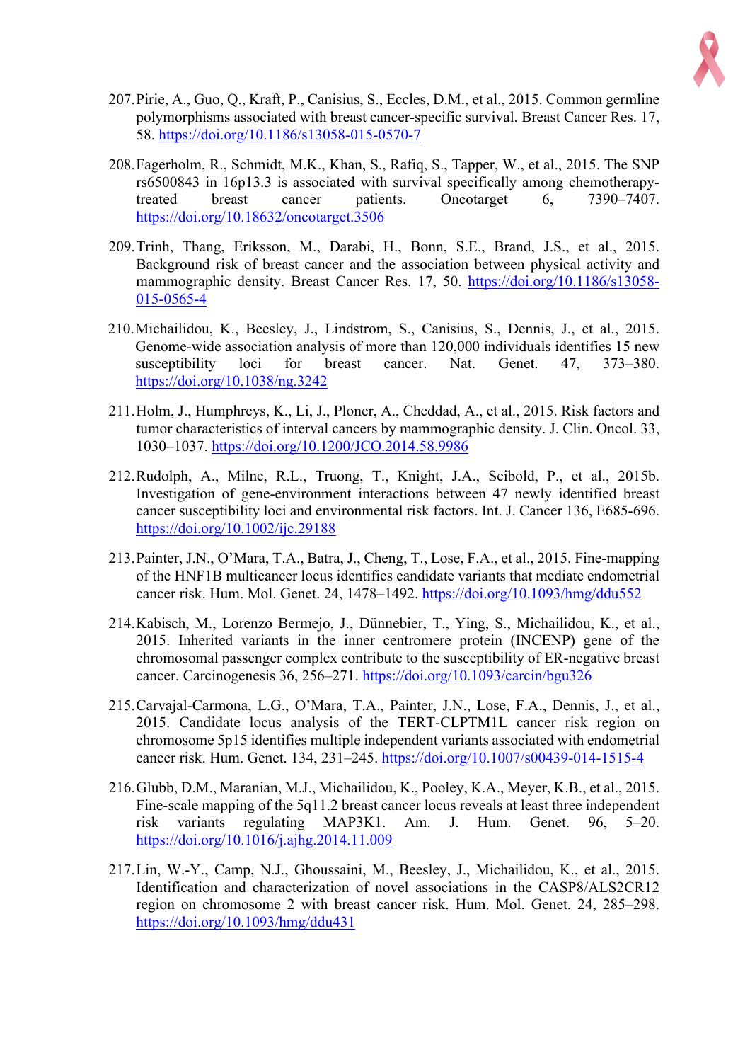207. Pirie, A., Guo, Q., Kraft, P., Canisius, S., Eccles, D.M., et al., 2015. Common germline polymorphisms associated with breast cancer-specific survival. Breast Cancer Res. 17, 58. https://doi.org/10.1186/s13058-015-0570-7

208. Fagerholm, R., Schmidt, M.K., Khan, S., Rafiq, S., Tapper, W., et al., 2015. The SNP rs6500843 in 16p13.3 is associated with survival specifically among chemotherapy-treated breast cancer patients. Oncotarget 6, 7390–7407. https://doi.org/10.18632/oncotarget.3506

209. Trinh, Thang, Eriksson, M., Darabi, H., Bonn, S.E., Brand, J.S., et al., 2015. Background risk of breast cancer and the association between physical activity and mammographic density. Breast Cancer Res. 17, 50. https://doi.org/10.1186/s13058-015-0565-4

210. Michailidou, K., Beesley, J., Lindstrom, S., Canisius, S., Dennis, J., et al., 2015. Genome-wide association analysis of more than 120,000 individuals identifies 15 new susceptibility loci for breast cancer. Nat. Genet. 47, 373–380. https://doi.org/10.1038/ng.3242

211. Holm, J., Humphreys, K., Li, J., Ploner, A., Cheddad, A., et al., 2015. Risk factors and tumor characteristics of interval cancers by mammographic density. J. Clin. Oncol. 33, 1030–1037. https://doi.org/10.1200/JCO.2014.58.9986

212. Rudolph, A., Milne, R.L., Truong, T., Knight, J.A., Seibold, P., et al., 2015b. Investigation of gene-environment interactions between 47 newly identified breast cancer susceptibility loci and environmental risk factors. Int. J. Cancer 136, E685-696. https://doi.org/10.1002/ijc.29188

213. Painter, J.N., O'Mara, T.A., Batra, J., Cheng, T., Lose, F.A., et al., 2015. Fine-mapping of the HNF1B multicancer locus identifies candidate variants that mediate endometrial cancer risk. Hum. Mol. Genet. 24, 1478–1492. https://doi.org/10.1093/hmg/ddu552

214. Kabisch, M., Lorenzo Bermejo, J., Dünnebier, T., Ying, S., Michailidou, K., et al., 2015. Inherited variants in the inner centromere protein (INCENP) gene of the chromosomal passenger complex contribute to the susceptibility of ER-negative breast cancer. Carcinogenesis 36, 256–271. https://doi.org/10.1093/carcin/bgu326

215. Carvajal-Carmona, L.G., O'Mara, T.A., Painter, J.N., Lose, F.A., Dennis, J., et al., 2015. Candidate locus analysis of the TERT-CLPTM1L cancer risk region on chromosome 5p15 identifies multiple independent variants associated with endometrial cancer risk. Hum. Genet. 134, 231–245. https://doi.org/10.1007/s00439-014-1515-4

216. Glubb, D.M., Maranian, M.J., Michailidou, K., Pooley, K.A., Meyer, K.B., et al., 2015. Fine-scale mapping of the 5q11.2 breast cancer locus reveals at least three independent risk variants regulating MAP3K1. Am. J. Hum. Genet. 96, 5–20. https://doi.org/10.1016/j.ajhg.2014.11.009

217. Lin, W.-Y., Camp, N.J., Ghoussaini, M., Beesley, J., Michailidou, K., et al., 2015. Identification and characterization of novel associations in the CASP8/ALS2CR12 region on chromosome 2 with breast cancer risk. Hum. Mol. Genet. 24, 285–298. https://doi.org/10.1093/hmg/ddu431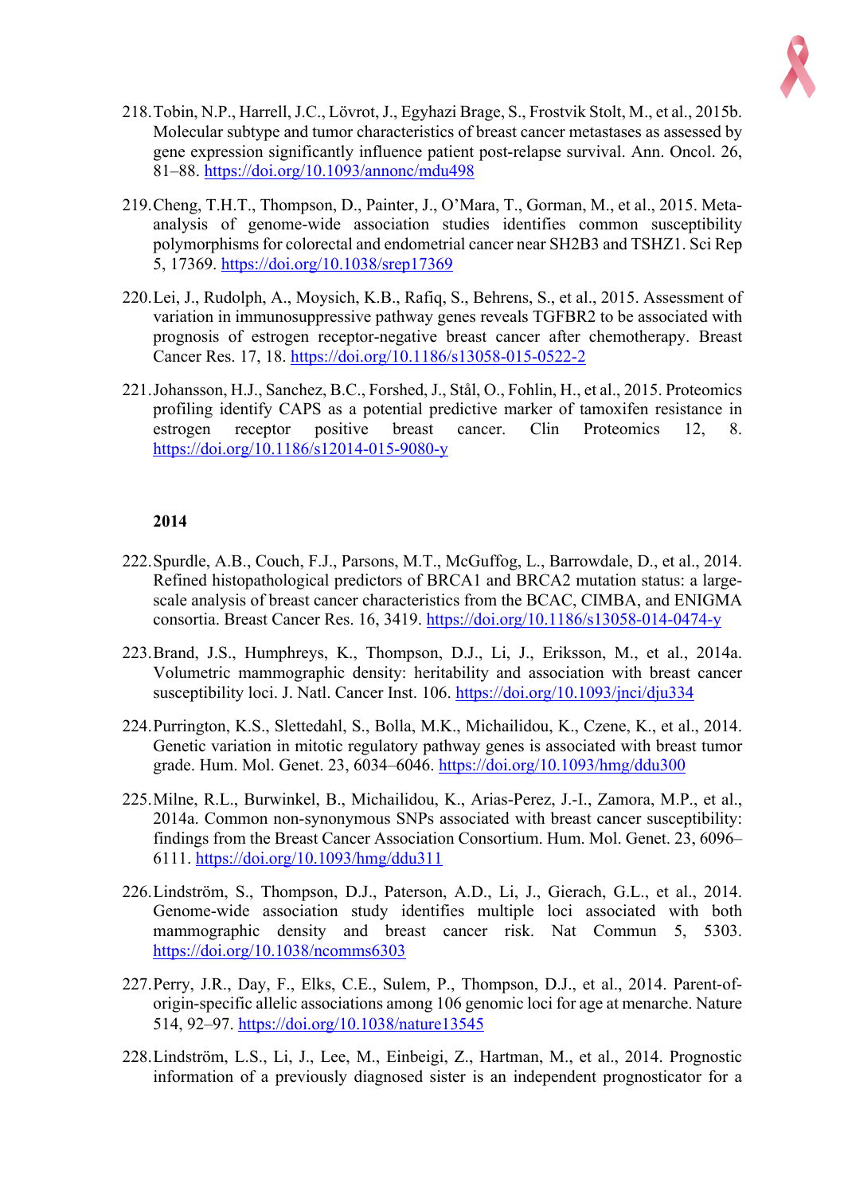218. Tobin, N.P., Harrell, J.C., Lövrot, J., Egyhazi Brage, S., Frostvik Stolt, M., et al., 2015b. Molecular subtype and tumor characteristics of breast cancer metastases as assessed by gene expression significantly influence patient post-relapse survival. Ann. Oncol. 26, 81–88. https://doi.org/10.1093/annonc/mdu498

219. Cheng, T.H.T., Thompson, D., Painter, J., O'Mara, T., Gorman, M., et al., 2015. Meta-analysis of genome-wide association studies identifies common susceptibility polymorphisms for colorectal and endometrial cancer near SH2B3 and TSHZ1. Sci Rep 5, 17369. https://doi.org/10.1038/srep17369

220. Lei, J., Rudolph, A., Moysich, K.B., Rafiq, S., Behrens, S., et al., 2015. Assessment of variation in immunosuppressive pathway genes reveals TGFBR2 to be associated with prognosis of estrogen receptor-negative breast cancer after chemotherapy. Breast Cancer Res. 17, 18. https://doi.org/10.1186/s13058-015-0522-2

221. Johansson, H.J., Sanchez, B.C., Forshed, J., Stål, O., Fohlin, H., et al., 2015. Proteomics profiling identify CAPS as a potential predictive marker of tamoxifen resistance in estrogen receptor positive breast cancer. Clin Proteomics 12, 8. https://doi.org/10.1186/s12014-015-9080-y

**2014**

222. Spurdle, A.B., Couch, F.J., Parsons, M.T., McGuffog, L., Barrowdale, D., et al., 2014. Refined histopathological predictors of BRCA1 and BRCA2 mutation status: a large-scale analysis of breast cancer characteristics from the BCAC, CIMBA, and ENIGMA consortia. Breast Cancer Res. 16, 3419. https://doi.org/10.1186/s13058-014-0474-y

223. Brand, J.S., Humphreys, K., Thompson, D.J., Li, J., Eriksson, M., et al., 2014a. Volumetric mammographic density: heritability and association with breast cancer susceptibility loci. J. Natl. Cancer Inst. 106. https://doi.org/10.1093/jnci/dju334

224. Purrington, K.S., Slettedahl, S., Bolla, M.K., Michailidou, K., Czene, K., et al., 2014. Genetic variation in mitotic regulatory pathway genes is associated with breast tumor grade. Hum. Mol. Genet. 23, 6034–6046. https://doi.org/10.1093/hmg/ddu300

225. Milne, R.L., Burwinkel, B., Michailidou, K., Arias-Perez, J.-I., Zamora, M.P., et al., 2014a. Common non-synonymous SNPs associated with breast cancer susceptibility: findings from the Breast Cancer Association Consortium. Hum. Mol. Genet. 23, 6096–6111. https://doi.org/10.1093/hmg/ddu311

226. Lindström, S., Thompson, D.J., Paterson, A.D., Li, J., Gierach, G.L., et al., 2014. Genome-wide association study identifies multiple loci associated with both mammographic density and breast cancer risk. Nat Commun 5, 5303. https://doi.org/10.1038/ncomms6303

227. Perry, J.R., Day, F., Elks, C.E., Sulem, P., Thompson, D.J., et al., 2014. Parent-of-origin-specific allelic associations among 106 genomic loci for age at menarche. Nature 514, 92–97. https://doi.org/10.1038/nature13545

228. Lindström, L.S., Li, J., Lee, M., Einbeigi, Z., Hartman, M., et al., 2014. Prognostic information of a previously diagnosed sister is an independent prognosticator for a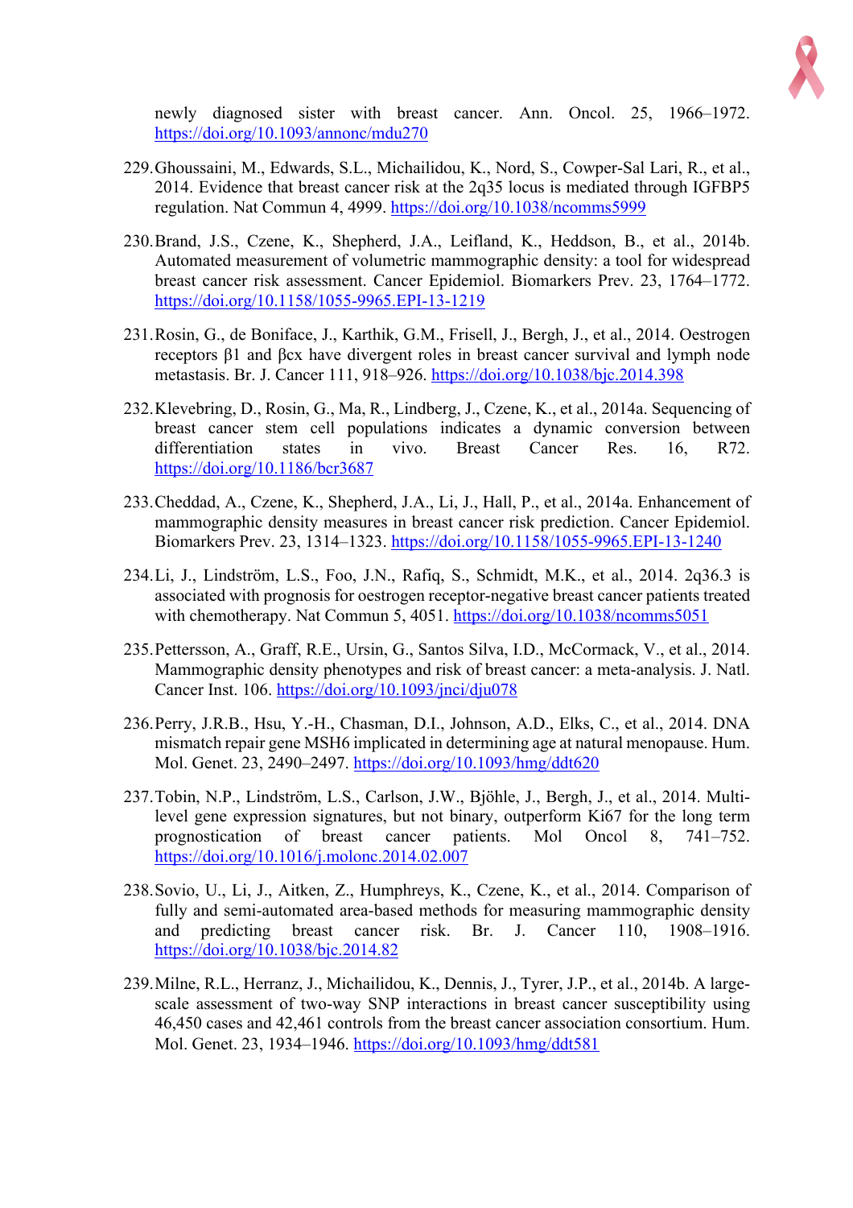newly diagnosed sister with breast cancer. Ann. Oncol. 25, 1966–1972. https://doi.org/10.1093/annonc/mdu270

229. Ghoussaini, M., Edwards, S.L., Michailidou, K., Nord, S., Cowper-Sal Lari, R., et al., 2014. Evidence that breast cancer risk at the 2q35 locus is mediated through IGFBP5 regulation. Nat Commun 4, 4999. https://doi.org/10.1038/ncomms5999

230. Brand, J.S., Czene, K., Shepherd, J.A., Leifland, K., Heddson, B., et al., 2014b. Automated measurement of volumetric mammographic density: a tool for widespread breast cancer risk assessment. Cancer Epidemiol. Biomarkers Prev. 23, 1764–1772. https://doi.org/10.1158/1055-9965.EPI-13-1219

231. Rosin, G., de Boniface, J., Karthik, G.M., Frisell, J., Bergh, J., et al., 2014. Oestrogen receptors β1 and βcx have divergent roles in breast cancer survival and lymph node metastasis. Br. J. Cancer 111, 918–926. https://doi.org/10.1038/bjc.2014.398

232. Klevebring, D., Rosin, G., Ma, R., Lindberg, J., Czene, K., et al., 2014a. Sequencing of breast cancer stem cell populations indicates a dynamic conversion between differentiation states in vivo. Breast Cancer Res. 16, R72. https://doi.org/10.1186/bcr3687

233. Cheddad, A., Czene, K., Shepherd, J.A., Li, J., Hall, P., et al., 2014a. Enhancement of mammographic density measures in breast cancer risk prediction. Cancer Epidemiol. Biomarkers Prev. 23, 1314–1323. https://doi.org/10.1158/1055-9965.EPI-13-1240

234. Li, J., Lindström, L.S., Foo, J.N., Rafiq, S., Schmidt, M.K., et al., 2014. 2q36.3 is associated with prognosis for oestrogen receptor-negative breast cancer patients treated with chemotherapy. Nat Commun 5, 4051. https://doi.org/10.1038/ncomms5051

235. Pettersson, A., Graff, R.E., Ursin, G., Santos Silva, I.D., McCormack, V., et al., 2014. Mammographic density phenotypes and risk of breast cancer: a meta-analysis. J. Natl. Cancer Inst. 106. https://doi.org/10.1093/jnci/dju078

236. Perry, J.R.B., Hsu, Y.-H., Chasman, D.I., Johnson, A.D., Elks, C., et al., 2014. DNA mismatch repair gene MSH6 implicated in determining age at natural menopause. Hum. Mol. Genet. 23, 2490–2497. https://doi.org/10.1093/hmg/ddt620

237. Tobin, N.P., Lindström, L.S., Carlson, J.W., Bjöhle, J., Bergh, J., et al., 2014. Multi-level gene expression signatures, but not binary, outperform Ki67 for the long term prognostication of breast cancer patients. Mol Oncol 8, 741–752. https://doi.org/10.1016/j.molonc.2014.02.007

238. Sovio, U., Li, J., Aitken, Z., Humphreys, K., Czene, K., et al., 2014. Comparison of fully and semi-automated area-based methods for measuring mammographic density and predicting breast cancer risk. Br. J. Cancer 110, 1908–1916. https://doi.org/10.1038/bjc.2014.82

239. Milne, R.L., Herranz, J., Michailidou, K., Dennis, J., Tyrer, J.P., et al., 2014b. A large-scale assessment of two-way SNP interactions in breast cancer susceptibility using 46,450 cases and 42,461 controls from the breast cancer association consortium. Hum. Mol. Genet. 23, 1934–1946. https://doi.org/10.1093/hmg/ddt581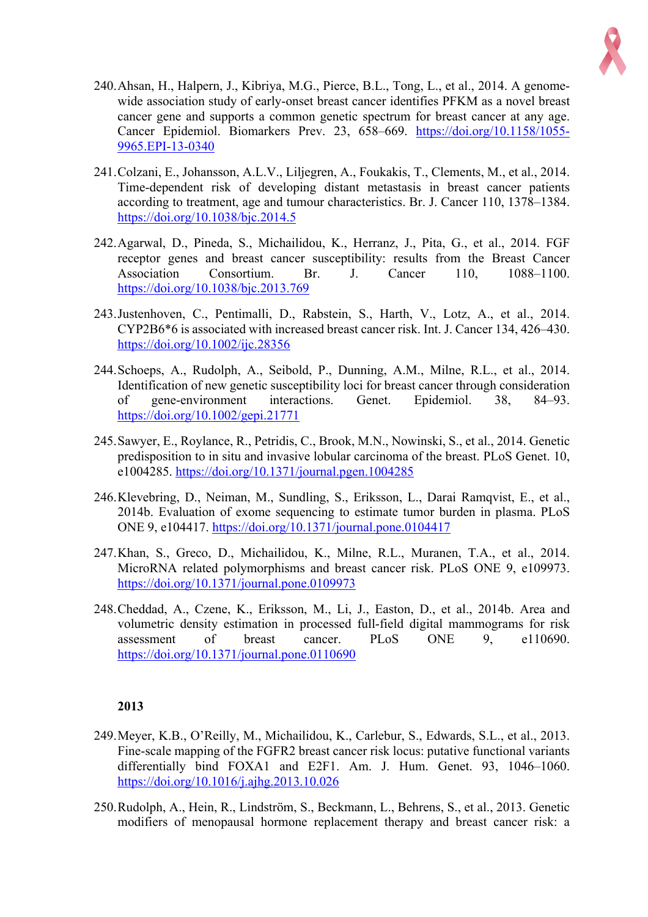240. Ahsan, H., Halpern, J., Kibriya, M.G., Pierce, B.L., Tong, L., et al., 2014. A genome-wide association study of early-onset breast cancer identifies PFKM as a novel breast cancer gene and supports a common genetic spectrum for breast cancer at any age. Cancer Epidemiol. Biomarkers Prev. 23, 658–669. https://doi.org/10.1158/1055-9965.EPI-13-0340

241. Colzani, E., Johansson, A.L.V., Liljegren, A., Foukakis, T., Clements, M., et al., 2014. Time-dependent risk of developing distant metastasis in breast cancer patients according to treatment, age and tumour characteristics. Br. J. Cancer 110, 1378–1384. https://doi.org/10.1038/bjc.2014.5

242. Agarwal, D., Pineda, S., Michailidou, K., Herranz, J., Pita, G., et al., 2014. FGF receptor genes and breast cancer susceptibility: results from the Breast Cancer Association Consortium. Br. J. Cancer 110, 1088–1100. https://doi.org/10.1038/bjc.2013.769

243. Justenhoven, C., Pentimalli, D., Rabstein, S., Harth, V., Lotz, A., et al., 2014. CYP2B6*6 is associated with increased breast cancer risk. Int. J. Cancer 134, 426–430. https://doi.org/10.1002/ijc.28356

244. Schoeps, A., Rudolph, A., Seibold, P., Dunning, A.M., Milne, R.L., et al., 2014. Identification of new genetic susceptibility loci for breast cancer through consideration of gene-environment interactions. Genet. Epidemiol. 38, 84–93. https://doi.org/10.1002/gepi.21771

245. Sawyer, E., Roylance, R., Petridis, C., Brook, M.N., Nowinski, S., et al., 2014. Genetic predisposition to in situ and invasive lobular carcinoma of the breast. PLoS Genet. 10, e1004285. https://doi.org/10.1371/journal.pgen.1004285

246. Klevebring, D., Neiman, M., Sundling, S., Eriksson, L., Darai Ramqvist, E., et al., 2014b. Evaluation of exome sequencing to estimate tumor burden in plasma. PLoS ONE 9, e104417. https://doi.org/10.1371/journal.pone.0104417

247. Khan, S., Greco, D., Michailidou, K., Milne, R.L., Muranen, T.A., et al., 2014. MicroRNA related polymorphisms and breast cancer risk. PLoS ONE 9, e109973. https://doi.org/10.1371/journal.pone.0109973

248. Cheddad, A., Czene, K., Eriksson, M., Li, J., Easton, D., et al., 2014b. Area and volumetric density estimation in processed full-field digital mammograms for risk assessment of breast cancer. PLoS ONE 9, e110690. https://doi.org/10.1371/journal.pone.0110690

**2013**

249. Meyer, K.B., O'Reilly, M., Michailidou, K., Carlebur, S., Edwards, S.L., et al., 2013. Fine-scale mapping of the FGFR2 breast cancer risk locus: putative functional variants differentially bind FOXA1 and E2F1. Am. J. Hum. Genet. 93, 1046–1060. https://doi.org/10.1016/j.ajhg.2013.10.026

250. Rudolph, A., Hein, R., Lindström, S., Beckmann, L., Behrens, S., et al., 2013. Genetic modifiers of menopausal hormone replacement therapy and breast cancer risk: a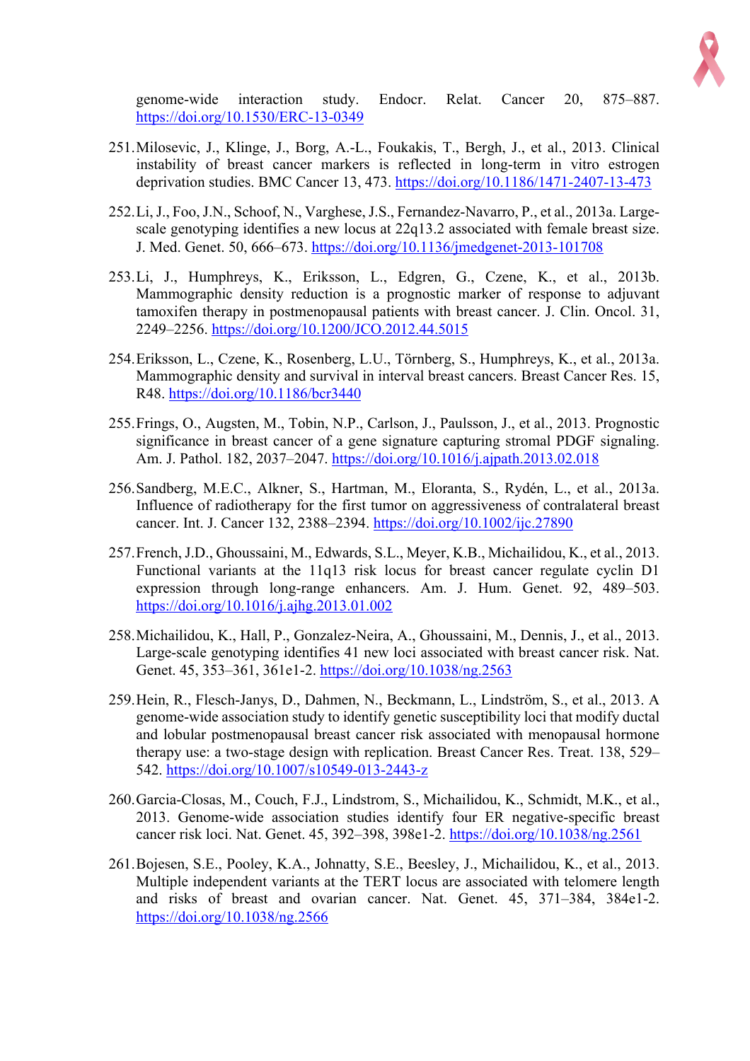genome-wide interaction study. Endocr. Relat. Cancer 20, 875–887. https://doi.org/10.1530/ERC-13-0349

251. Milosevic, J., Klinge, J., Borg, A.-L., Foukakis, T., Bergh, J., et al., 2013. Clinical instability of breast cancer markers is reflected in long-term in vitro estrogen deprivation studies. BMC Cancer 13, 473. https://doi.org/10.1186/1471-2407-13-473

252. Li, J., Foo, J.N., Schoof, N., Varghese, J.S., Fernandez-Navarro, P., et al., 2013a. Large-scale genotyping identifies a new locus at 22q13.2 associated with female breast size. J. Med. Genet. 50, 666–673. https://doi.org/10.1136/jmedgenet-2013-101708

253. Li, J., Humphreys, K., Eriksson, L., Edgren, G., Czene, K., et al., 2013b. Mammographic density reduction is a prognostic marker of response to adjuvant tamoxifen therapy in postmenopausal patients with breast cancer. J. Clin. Oncol. 31, 2249–2256. https://doi.org/10.1200/JCO.2012.44.5015

254. Eriksson, L., Czene, K., Rosenberg, L.U., Törnberg, S., Humphreys, K., et al., 2013a. Mammographic density and survival in interval breast cancers. Breast Cancer Res. 15, R48. https://doi.org/10.1186/bcr3440

255. Frings, O., Augsten, M., Tobin, N.P., Carlson, J., Paulsson, J., et al., 2013. Prognostic significance in breast cancer of a gene signature capturing stromal PDGF signaling. Am. J. Pathol. 182, 2037–2047. https://doi.org/10.1016/j.ajpath.2013.02.018

256. Sandberg, M.E.C., Alkner, S., Hartman, M., Eloranta, S., Rydén, L., et al., 2013a. Influence of radiotherapy for the first tumor on aggressiveness of contralateral breast cancer. Int. J. Cancer 132, 2388–2394. https://doi.org/10.1002/ijc.27890

257. French, J.D., Ghoussaini, M., Edwards, S.L., Meyer, K.B., Michailidou, K., et al., 2013. Functional variants at the 11q13 risk locus for breast cancer regulate cyclin D1 expression through long-range enhancers. Am. J. Hum. Genet. 92, 489–503. https://doi.org/10.1016/j.ajhg.2013.01.002

258. Michailidou, K., Hall, P., Gonzalez-Neira, A., Ghoussaini, M., Dennis, J., et al., 2013. Large-scale genotyping identifies 41 new loci associated with breast cancer risk. Nat. Genet. 45, 353–361, 361e1-2. https://doi.org/10.1038/ng.2563

259. Hein, R., Flesch-Janys, D., Dahmen, N., Beckmann, L., Lindström, S., et al., 2013. A genome-wide association study to identify genetic susceptibility loci that modify ductal and lobular postmenopausal breast cancer risk associated with menopausal hormone therapy use: a two-stage design with replication. Breast Cancer Res. Treat. 138, 529–542. https://doi.org/10.1007/s10549-013-2443-z

260. Garcia-Closas, M., Couch, F.J., Lindstrom, S., Michailidou, K., Schmidt, M.K., et al., 2013. Genome-wide association studies identify four ER negative-specific breast cancer risk loci. Nat. Genet. 45, 392–398, 398e1-2. https://doi.org/10.1038/ng.2561

261. Bojesen, S.E., Pooley, K.A., Johnatty, S.E., Beesley, J., Michailidou, K., et al., 2013. Multiple independent variants at the TERT locus are associated with telomere length and risks of breast and ovarian cancer. Nat. Genet. 45, 371–384, 384e1-2. https://doi.org/10.1038/ng.2566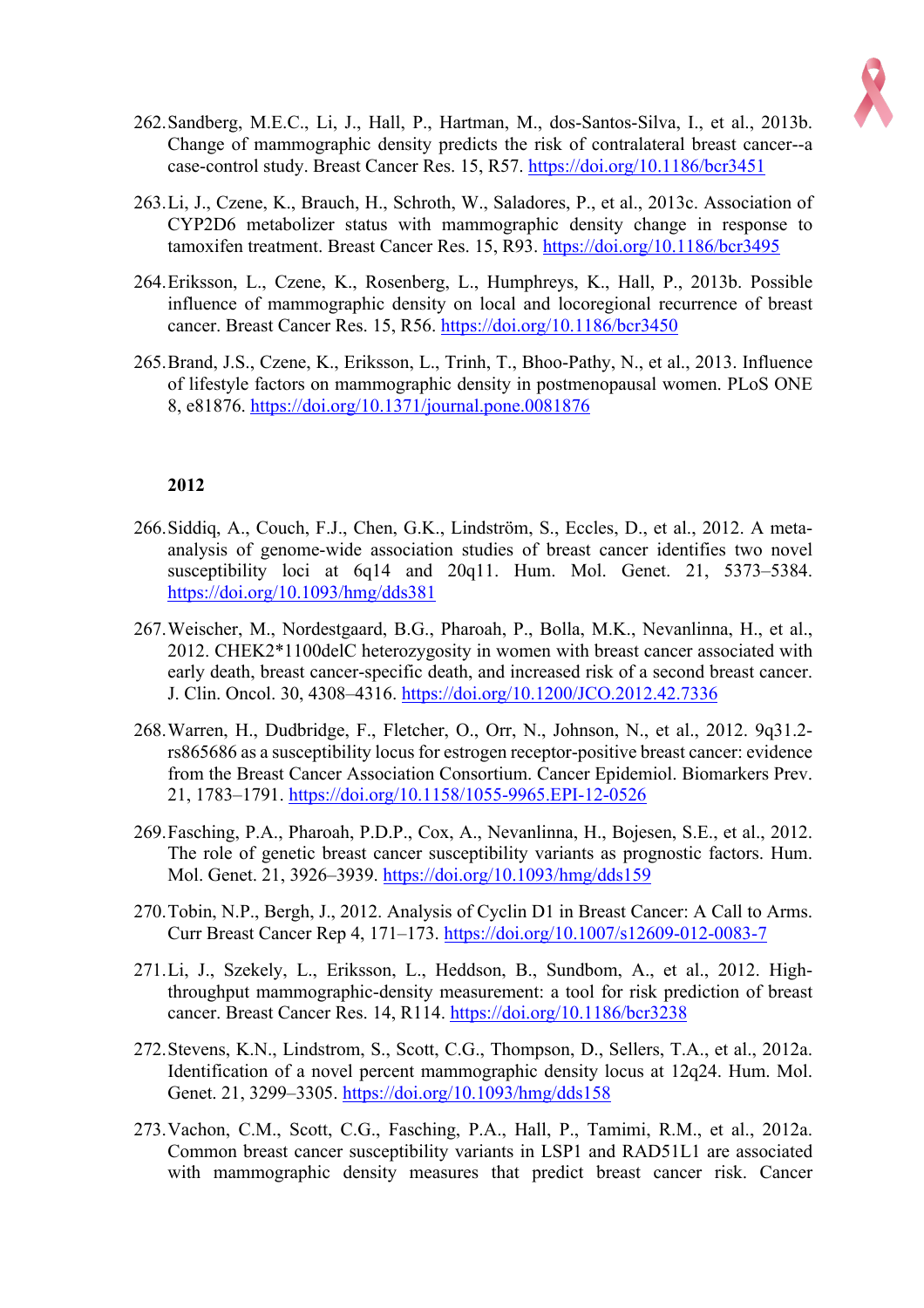262. Sandberg, M.E.C., Li, J., Hall, P., Hartman, M., dos-Santos-Silva, I., et al., 2013b. Change of mammographic density predicts the risk of contralateral breast cancer--a case-control study. Breast Cancer Res. 15, R57. https://doi.org/10.1186/bcr3451

263. Li, J., Czene, K., Brauch, H., Schroth, W., Saladores, P., et al., 2013c. Association of CYP2D6 metabolizer status with mammographic density change in response to tamoxifen treatment. Breast Cancer Res. 15, R93. https://doi.org/10.1186/bcr3495

264. Eriksson, L., Czene, K., Rosenberg, L., Humphreys, K., Hall, P., 2013b. Possible influence of mammographic density on local and locoregional recurrence of breast cancer. Breast Cancer Res. 15, R56. https://doi.org/10.1186/bcr3450

265. Brand, J.S., Czene, K., Eriksson, L., Trinh, T., Bhoo-Pathy, N., et al., 2013. Influence of lifestyle factors on mammographic density in postmenopausal women. PLoS ONE 8, e81876. https://doi.org/10.1371/journal.pone.0081876

**2012**

266. Siddiq, A., Couch, F.J., Chen, G.K., Lindström, S., Eccles, D., et al., 2012. A meta-analysis of genome-wide association studies of breast cancer identifies two novel susceptibility loci at 6q14 and 20q11. Hum. Mol. Genet. 21, 5373–5384. https://doi.org/10.1093/hmg/dds381

267. Weischer, M., Nordestgaard, B.G., Pharoah, P., Bolla, M.K., Nevanlinna, H., et al., 2012. CHEK2*1100delC heterozygosity in women with breast cancer associated with early death, breast cancer-specific death, and increased risk of a second breast cancer. J. Clin. Oncol. 30, 4308–4316. https://doi.org/10.1200/JCO.2012.42.7336

268. Warren, H., Dudbridge, F., Fletcher, O., Orr, N., Johnson, N., et al., 2012. 9q31.2-rs865686 as a susceptibility locus for estrogen receptor-positive breast cancer: evidence from the Breast Cancer Association Consortium. Cancer Epidemiol. Biomarkers Prev. 21, 1783–1791. https://doi.org/10.1158/1055-9965.EPI-12-0526

269. Fasching, P.A., Pharoah, P.D.P., Cox, A., Nevanlinna, H., Bojesen, S.E., et al., 2012. The role of genetic breast cancer susceptibility variants as prognostic factors. Hum. Mol. Genet. 21, 3926–3939. https://doi.org/10.1093/hmg/dds159

270. Tobin, N.P., Bergh, J., 2012. Analysis of Cyclin D1 in Breast Cancer: A Call to Arms. Curr Breast Cancer Rep 4, 171–173. https://doi.org/10.1007/s12609-012-0083-7

271. Li, J., Szekely, L., Eriksson, L., Heddson, B., Sundbom, A., et al., 2012. High-throughput mammographic-density measurement: a tool for risk prediction of breast cancer. Breast Cancer Res. 14, R114. https://doi.org/10.1186/bcr3238

272. Stevens, K.N., Lindstrom, S., Scott, C.G., Thompson, D., Sellers, T.A., et al., 2012a. Identification of a novel percent mammographic density locus at 12q24. Hum. Mol. Genet. 21, 3299–3305. https://doi.org/10.1093/hmg/dds158

273. Vachon, C.M., Scott, C.G., Fasching, P.A., Hall, P., Tamimi, R.M., et al., 2012a. Common breast cancer susceptibility variants in LSP1 and RAD51L1 are associated with mammographic density measures that predict breast cancer risk. Cancer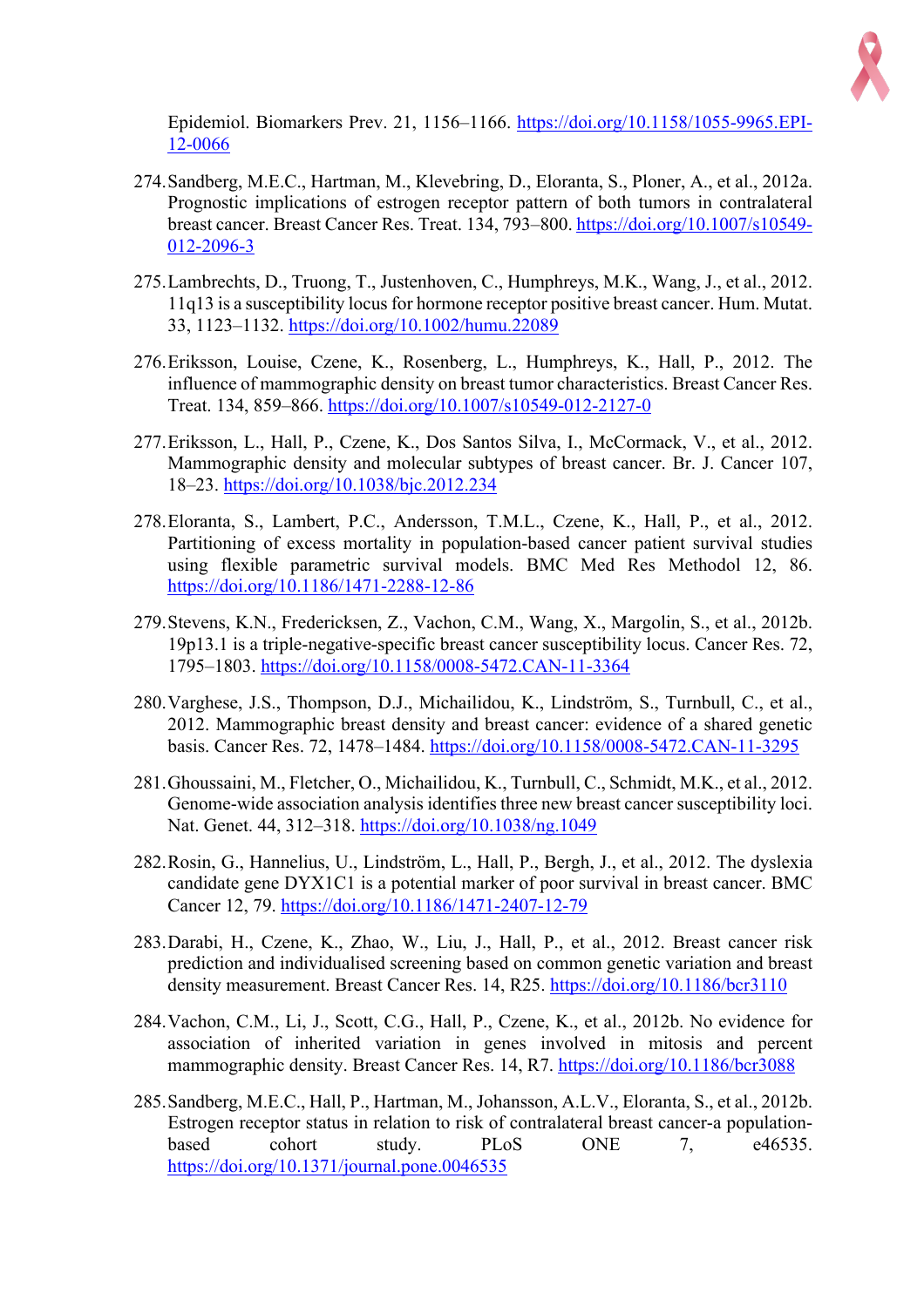Epidemiol. Biomarkers Prev. 21, 1156–1166. https://doi.org/10.1158/1055-9965.EPI-12-0066

274. Sandberg, M.E.C., Hartman, M., Klevebring, D., Eloranta, S., Ploner, A., et al., 2012a. Prognostic implications of estrogen receptor pattern of both tumors in contralateral breast cancer. Breast Cancer Res. Treat. 134, 793–800. https://doi.org/10.1007/s10549-012-2096-3

275. Lambrechts, D., Truong, T., Justenhoven, C., Humphreys, M.K., Wang, J., et al., 2012. 11q13 is a susceptibility locus for hormone receptor positive breast cancer. Hum. Mutat. 33, 1123–1132. https://doi.org/10.1002/humu.22089

276. Eriksson, Louise, Czene, K., Rosenberg, L., Humphreys, K., Hall, P., 2012. The influence of mammographic density on breast tumor characteristics. Breast Cancer Res. Treat. 134, 859–866. https://doi.org/10.1007/s10549-012-2127-0

277. Eriksson, L., Hall, P., Czene, K., Dos Santos Silva, I., McCormack, V., et al., 2012. Mammographic density and molecular subtypes of breast cancer. Br. J. Cancer 107, 18–23. https://doi.org/10.1038/bjc.2012.234

278. Eloranta, S., Lambert, P.C., Andersson, T.M.L., Czene, K., Hall, P., et al., 2012. Partitioning of excess mortality in population-based cancer patient survival studies using flexible parametric survival models. BMC Med Res Methodol 12, 86. https://doi.org/10.1186/1471-2288-12-86

279. Stevens, K.N., Fredericksen, Z., Vachon, C.M., Wang, X., Margolin, S., et al., 2012b. 19p13.1 is a triple-negative-specific breast cancer susceptibility locus. Cancer Res. 72, 1795–1803. https://doi.org/10.1158/0008-5472.CAN-11-3364

280. Varghese, J.S., Thompson, D.J., Michailidou, K., Lindström, S., Turnbull, C., et al., 2012. Mammographic breast density and breast cancer: evidence of a shared genetic basis. Cancer Res. 72, 1478–1484. https://doi.org/10.1158/0008-5472.CAN-11-3295

281. Ghoussaini, M., Fletcher, O., Michailidou, K., Turnbull, C., Schmidt, M.K., et al., 2012. Genome-wide association analysis identifies three new breast cancer susceptibility loci. Nat. Genet. 44, 312–318. https://doi.org/10.1038/ng.1049

282. Rosin, G., Hannelius, U., Lindström, L., Hall, P., Bergh, J., et al., 2012. The dyslexia candidate gene DYX1C1 is a potential marker of poor survival in breast cancer. BMC Cancer 12, 79. https://doi.org/10.1186/1471-2407-12-79

283. Darabi, H., Czene, K., Zhao, W., Liu, J., Hall, P., et al., 2012. Breast cancer risk prediction and individualised screening based on common genetic variation and breast density measurement. Breast Cancer Res. 14, R25. https://doi.org/10.1186/bcr3110

284. Vachon, C.M., Li, J., Scott, C.G., Hall, P., Czene, K., et al., 2012b. No evidence for association of inherited variation in genes involved in mitosis and percent mammographic density. Breast Cancer Res. 14, R7. https://doi.org/10.1186/bcr3088

285. Sandberg, M.E.C., Hall, P., Hartman, M., Johansson, A.L.V., Eloranta, S., et al., 2012b. Estrogen receptor status in relation to risk of contralateral breast cancer-a population-based cohort study. PLoS ONE 7, e46535. https://doi.org/10.1371/journal.pone.0046535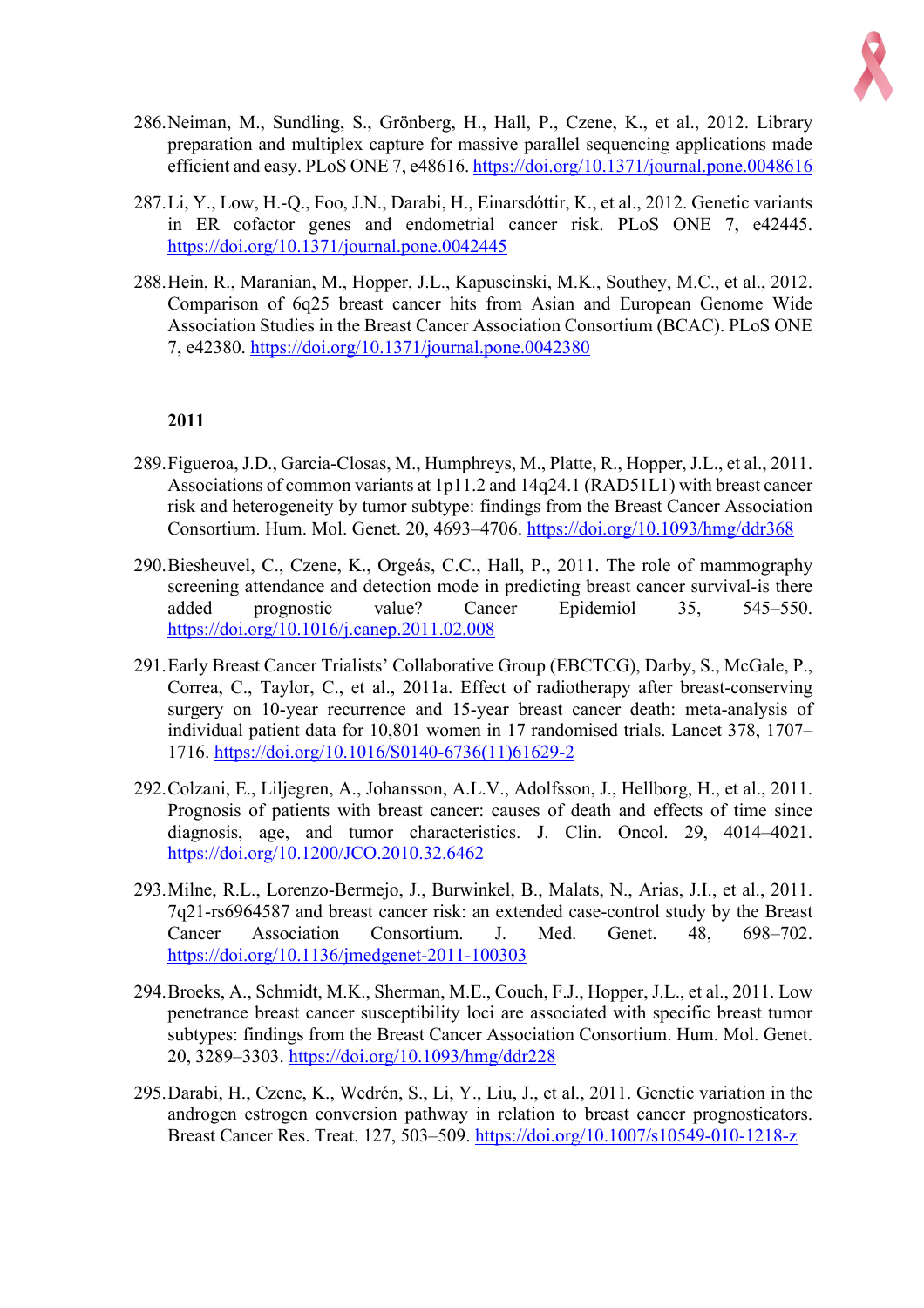286. Neiman, M., Sundling, S., Grönberg, H., Hall, P., Czene, K., et al., 2012. Library preparation and multiplex capture for massive parallel sequencing applications made efficient and easy. PLoS ONE 7, e48616. https://doi.org/10.1371/journal.pone.0048616

287. Li, Y., Low, H.-Q., Foo, J.N., Darabi, H., Einarsdóttir, K., et al., 2012. Genetic variants in ER cofactor genes and endometrial cancer risk. PLoS ONE 7, e42445. https://doi.org/10.1371/journal.pone.0042445

288. Hein, R., Maranian, M., Hopper, J.L., Kapuscinski, M.K., Southey, M.C., et al., 2012. Comparison of 6q25 breast cancer hits from Asian and European Genome Wide Association Studies in the Breast Cancer Association Consortium (BCAC). PLoS ONE 7, e42380. https://doi.org/10.1371/journal.pone.0042380

**2011**

289. Figueroa, J.D., Garcia-Closas, M., Humphreys, M., Platte, R., Hopper, J.L., et al., 2011. Associations of common variants at 1p11.2 and 14q24.1 (RAD51L1) with breast cancer risk and heterogeneity by tumor subtype: findings from the Breast Cancer Association Consortium. Hum. Mol. Genet. 20, 4693–4706. https://doi.org/10.1093/hmg/ddr368

290. Biesheuvel, C., Czene, K., Orgeás, C.C., Hall, P., 2011. The role of mammography screening attendance and detection mode in predicting breast cancer survival-is there added prognostic value? Cancer Epidemiol 35, 545–550. https://doi.org/10.1016/j.canep.2011.02.008

291. Early Breast Cancer Trialists' Collaborative Group (EBCTCG), Darby, S., McGale, P., Correa, C., Taylor, C., et al., 2011a. Effect of radiotherapy after breast-conserving surgery on 10-year recurrence and 15-year breast cancer death: meta-analysis of individual patient data for 10,801 women in 17 randomised trials. Lancet 378, 1707–1716. https://doi.org/10.1016/S0140-6736(11)61629-2

292. Colzani, E., Liljegren, A., Johansson, A.L.V., Adolfsson, J., Hellborg, H., et al., 2011. Prognosis of patients with breast cancer: causes of death and effects of time since diagnosis, age, and tumor characteristics. J. Clin. Oncol. 29, 4014–4021. https://doi.org/10.1200/JCO.2010.32.6462

293. Milne, R.L., Lorenzo-Bermejo, J., Burwinkel, B., Malats, N., Arias, J.I., et al., 2011. 7q21-rs6964587 and breast cancer risk: an extended case-control study by the Breast Cancer Association Consortium. J. Med. Genet. 48, 698–702. https://doi.org/10.1136/jmedgenet-2011-100303

294. Broeks, A., Schmidt, M.K., Sherman, M.E., Couch, F.J., Hopper, J.L., et al., 2011. Low penetrance breast cancer susceptibility loci are associated with specific breast tumor subtypes: findings from the Breast Cancer Association Consortium. Hum. Mol. Genet. 20, 3289–3303. https://doi.org/10.1093/hmg/ddr228

295. Darabi, H., Czene, K., Wedrén, S., Li, Y., Liu, J., et al., 2011. Genetic variation in the androgen estrogen conversion pathway in relation to breast cancer prognosticators. Breast Cancer Res. Treat. 127, 503–509. https://doi.org/10.1007/s10549-010-1218-z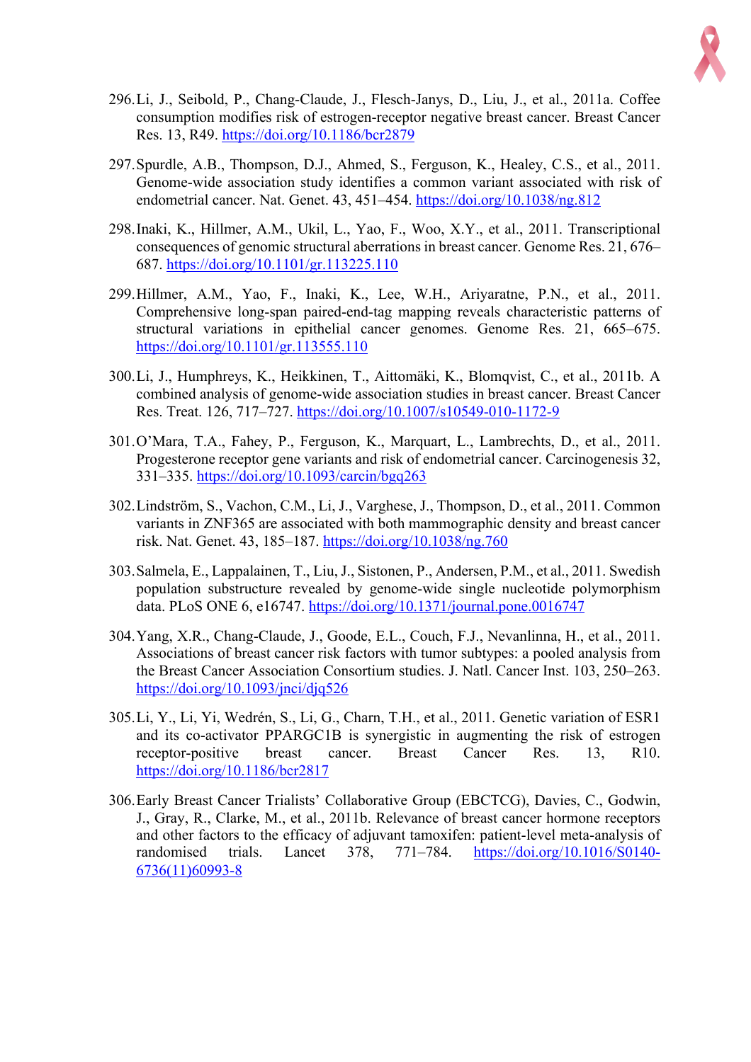296. Li, J., Seibold, P., Chang-Claude, J., Flesch-Janys, D., Liu, J., et al., 2011a. Coffee consumption modifies risk of estrogen-receptor negative breast cancer. Breast Cancer Res. 13, R49. https://doi.org/10.1186/bcr2879

297. Spurdle, A.B., Thompson, D.J., Ahmed, S., Ferguson, K., Healey, C.S., et al., 2011. Genome-wide association study identifies a common variant associated with risk of endometrial cancer. Nat. Genet. 43, 451–454. https://doi.org/10.1038/ng.812

298. Inaki, K., Hillmer, A.M., Ukil, L., Yao, F., Woo, X.Y., et al., 2011. Transcriptional consequences of genomic structural aberrations in breast cancer. Genome Res. 21, 676–687. https://doi.org/10.1101/gr.113225.110

299. Hillmer, A.M., Yao, F., Inaki, K., Lee, W.H., Ariyaratne, P.N., et al., 2011. Comprehensive long-span paired-end-tag mapping reveals characteristic patterns of structural variations in epithelial cancer genomes. Genome Res. 21, 665–675. https://doi.org/10.1101/gr.113555.110

300. Li, J., Humphreys, K., Heikkinen, T., Aittomäki, K., Blomqvist, C., et al., 2011b. A combined analysis of genome-wide association studies in breast cancer. Breast Cancer Res. Treat. 126, 717–727. https://doi.org/10.1007/s10549-010-1172-9

301. O'Mara, T.A., Fahey, P., Ferguson, K., Marquart, L., Lambrechts, D., et al., 2011. Progesterone receptor gene variants and risk of endometrial cancer. Carcinogenesis 32, 331–335. https://doi.org/10.1093/carcin/bgq263

302. Lindström, S., Vachon, C.M., Li, J., Varghese, J., Thompson, D., et al., 2011. Common variants in ZNF365 are associated with both mammographic density and breast cancer risk. Nat. Genet. 43, 185–187. https://doi.org/10.1038/ng.760

303. Salmela, E., Lappalainen, T., Liu, J., Sistonen, P., Andersen, P.M., et al., 2011. Swedish population substructure revealed by genome-wide single nucleotide polymorphism data. PLoS ONE 6, e16747. https://doi.org/10.1371/journal.pone.0016747

304. Yang, X.R., Chang-Claude, J., Goode, E.L., Couch, F.J., Nevanlinna, H., et al., 2011. Associations of breast cancer risk factors with tumor subtypes: a pooled analysis from the Breast Cancer Association Consortium studies. J. Natl. Cancer Inst. 103, 250–263. https://doi.org/10.1093/jnci/djq526

305. Li, Y., Li, Yi, Wedrén, S., Li, G., Charn, T.H., et al., 2011. Genetic variation of ESR1 and its co-activator PPARGC1B is synergistic in augmenting the risk of estrogen receptor-positive breast cancer. Breast Cancer Res. 13, R10. https://doi.org/10.1186/bcr2817

306. Early Breast Cancer Trialists' Collaborative Group (EBCTCG), Davies, C., Godwin, J., Gray, R., Clarke, M., et al., 2011b. Relevance of breast cancer hormone receptors and other factors to the efficacy of adjuvant tamoxifen: patient-level meta-analysis of randomised trials. Lancet 378, 771–784. https://doi.org/10.1016/S0140-6736(11)60993-8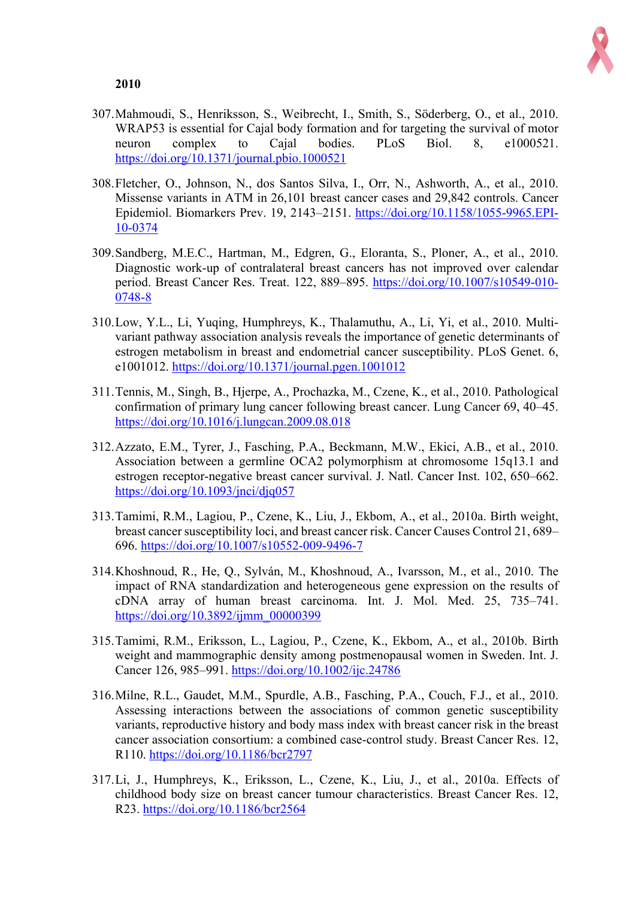**2010**

307. Mahmoudi, S., Henriksson, S., Weibrecht, I., Smith, S., Söderberg, O., et al., 2010. WRAP53 is essential for Cajal body formation and for targeting the survival of motor neuron complex to Cajal bodies. PLoS Biol. 8, e1000521. https://doi.org/10.1371/journal.pbio.1000521

308. Fletcher, O., Johnson, N., dos Santos Silva, I., Orr, N., Ashworth, A., et al., 2010. Missense variants in ATM in 26,101 breast cancer cases and 29,842 controls. Cancer Epidemiol. Biomarkers Prev. 19, 2143–2151. https://doi.org/10.1158/1055-9965.EPI-10-0374

309. Sandberg, M.E.C., Hartman, M., Edgren, G., Eloranta, S., Ploner, A., et al., 2010. Diagnostic work-up of contralateral breast cancers has not improved over calendar period. Breast Cancer Res. Treat. 122, 889–895. https://doi.org/10.1007/s10549-010-0748-8

310. Low, Y.L., Li, Yuqing, Humphreys, K., Thalamuthu, A., Li, Yi, et al., 2010. Multi-variant pathway association analysis reveals the importance of genetic determinants of estrogen metabolism in breast and endometrial cancer susceptibility. PLoS Genet. 6, e1001012. https://doi.org/10.1371/journal.pgen.1001012

311. Tennis, M., Singh, B., Hjerpe, A., Prochazka, M., Czene, K., et al., 2010. Pathological confirmation of primary lung cancer following breast cancer. Lung Cancer 69, 40–45. https://doi.org/10.1016/j.lungcan.2009.08.018

312. Azzato, E.M., Tyrer, J., Fasching, P.A., Beckmann, M.W., Ekici, A.B., et al., 2010. Association between a germline OCA2 polymorphism at chromosome 15q13.1 and estrogen receptor-negative breast cancer survival. J. Natl. Cancer Inst. 102, 650–662. https://doi.org/10.1093/jnci/djq057

313. Tamimi, R.M., Lagiou, P., Czene, K., Liu, J., Ekbom, A., et al., 2010a. Birth weight, breast cancer susceptibility loci, and breast cancer risk. Cancer Causes Control 21, 689–696. https://doi.org/10.1007/s10552-009-9496-7

314. Khoshnoud, R., He, Q., Sylván, M., Khoshnoud, A., Ivarsson, M., et al., 2010. The impact of RNA standardization and heterogeneous gene expression on the results of cDNA array of human breast carcinoma. Int. J. Mol. Med. 25, 735–741. https://doi.org/10.3892/ijmm_00000399

315. Tamimi, R.M., Eriksson, L., Lagiou, P., Czene, K., Ekbom, A., et al., 2010b. Birth weight and mammographic density among postmenopausal women in Sweden. Int. J. Cancer 126, 985–991. https://doi.org/10.1002/ijc.24786

316. Milne, R.L., Gaudet, M.M., Spurdle, A.B., Fasching, P.A., Couch, F.J., et al., 2010. Assessing interactions between the associations of common genetic susceptibility variants, reproductive history and body mass index with breast cancer risk in the breast cancer association consortium: a combined case-control study. Breast Cancer Res. 12, R110. https://doi.org/10.1186/bcr2797

317. Li, J., Humphreys, K., Eriksson, L., Czene, K., Liu, J., et al., 2010a. Effects of childhood body size on breast cancer tumour characteristics. Breast Cancer Res. 12, R23. https://doi.org/10.1186/bcr2564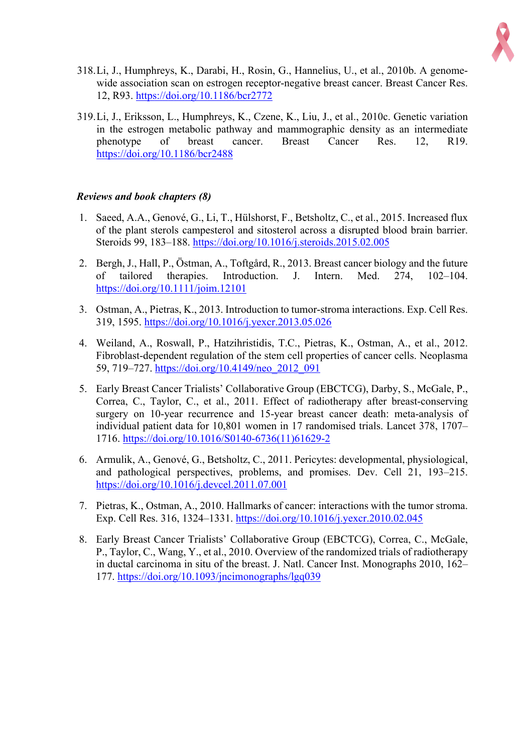318. Li, J., Humphreys, K., Darabi, H., Rosin, G., Hannelius, U., et al., 2010b. A genome-wide association scan on estrogen receptor-negative breast cancer. Breast Cancer Res. 12, R93. https://doi.org/10.1186/bcr2772

319. Li, J., Eriksson, L., Humphreys, K., Czene, K., Liu, J., et al., 2010c. Genetic variation in the estrogen metabolic pathway and mammographic density as an intermediate phenotype of breast cancer. Breast Cancer Res. 12, R19. https://doi.org/10.1186/bcr2488

***Reviews and book chapters (8)***

1. Saeed, A.A., Genové, G., Li, T., Hülshorst, F., Betsholtz, C., et al., 2015. Increased flux of the plant sterols campesterol and sitosterol across a disrupted blood brain barrier. Steroids 99, 183–188. https://doi.org/10.1016/j.steroids.2015.02.005

2. Bergh, J., Hall, P., Östman, A., Toftgård, R., 2013. Breast cancer biology and the future of tailored therapies. Introduction. J. Intern. Med. 274, 102–104. https://doi.org/10.1111/joim.12101

3. Ostman, A., Pietras, K., 2013. Introduction to tumor-stroma interactions. Exp. Cell Res. 319, 1595. https://doi.org/10.1016/j.yexcr.2013.05.026

4. Weiland, A., Roswall, P., Hatzihristidis, T.C., Pietras, K., Ostman, A., et al., 2012. Fibroblast-dependent regulation of the stem cell properties of cancer cells. Neoplasma 59, 719–727. https://doi.org/10.4149/neo_2012_091

5. Early Breast Cancer Trialists' Collaborative Group (EBCTCG), Darby, S., McGale, P., Correa, C., Taylor, C., et al., 2011. Effect of radiotherapy after breast-conserving surgery on 10-year recurrence and 15-year breast cancer death: meta-analysis of individual patient data for 10,801 women in 17 randomised trials. Lancet 378, 1707–1716. https://doi.org/10.1016/S0140-6736(11)61629-2

6. Armulik, A., Genové, G., Betsholtz, C., 2011. Pericytes: developmental, physiological, and pathological perspectives, problems, and promises. Dev. Cell 21, 193–215. https://doi.org/10.1016/j.devcel.2011.07.001

7. Pietras, K., Ostman, A., 2010. Hallmarks of cancer: interactions with the tumor stroma. Exp. Cell Res. 316, 1324–1331. https://doi.org/10.1016/j.yexcr.2010.02.045

8. Early Breast Cancer Trialists' Collaborative Group (EBCTCG), Correa, C., McGale, P., Taylor, C., Wang, Y., et al., 2010. Overview of the randomized trials of radiotherapy in ductal carcinoma in situ of the breast. J. Natl. Cancer Inst. Monographs 2010, 162–177. https://doi.org/10.1093/jncimonographs/lgq039